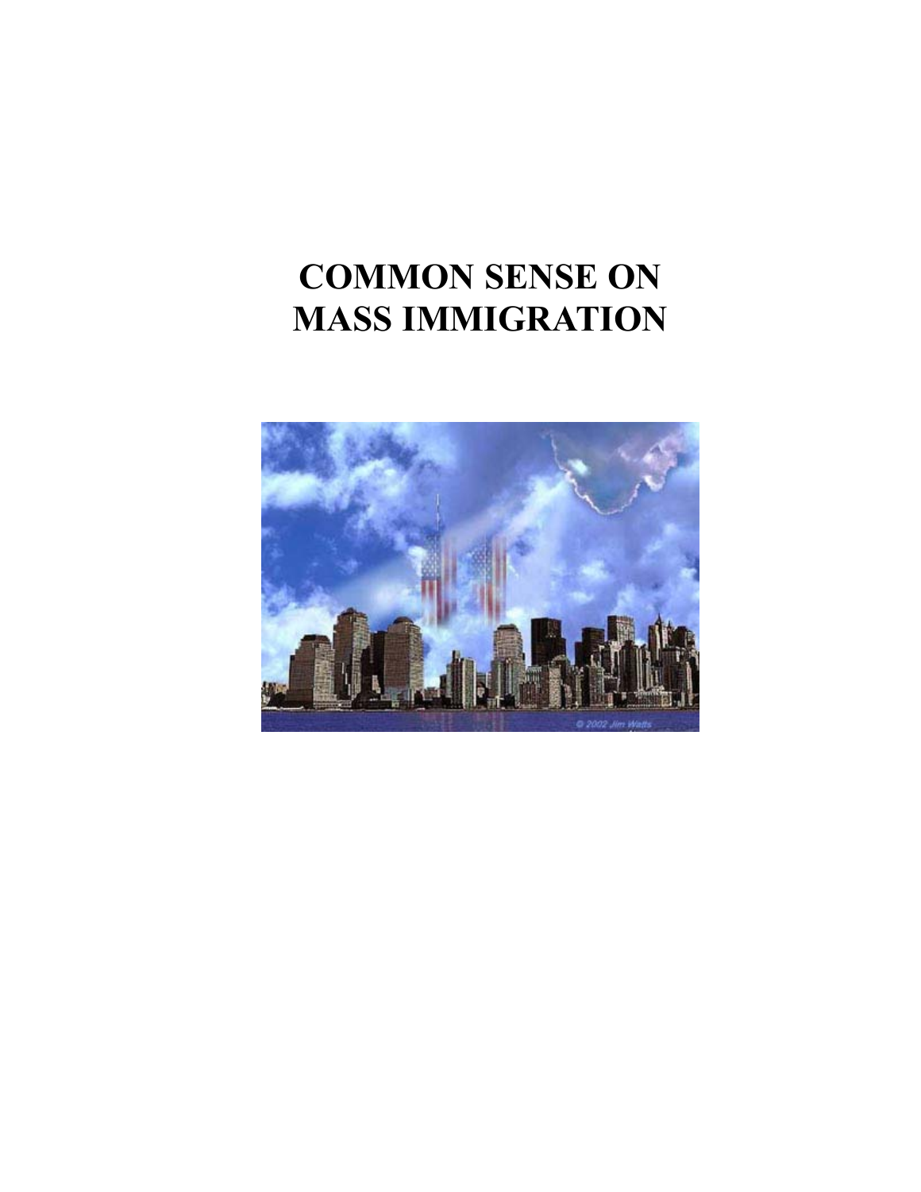# COMMON SENSE ON MASS IMMIGRATION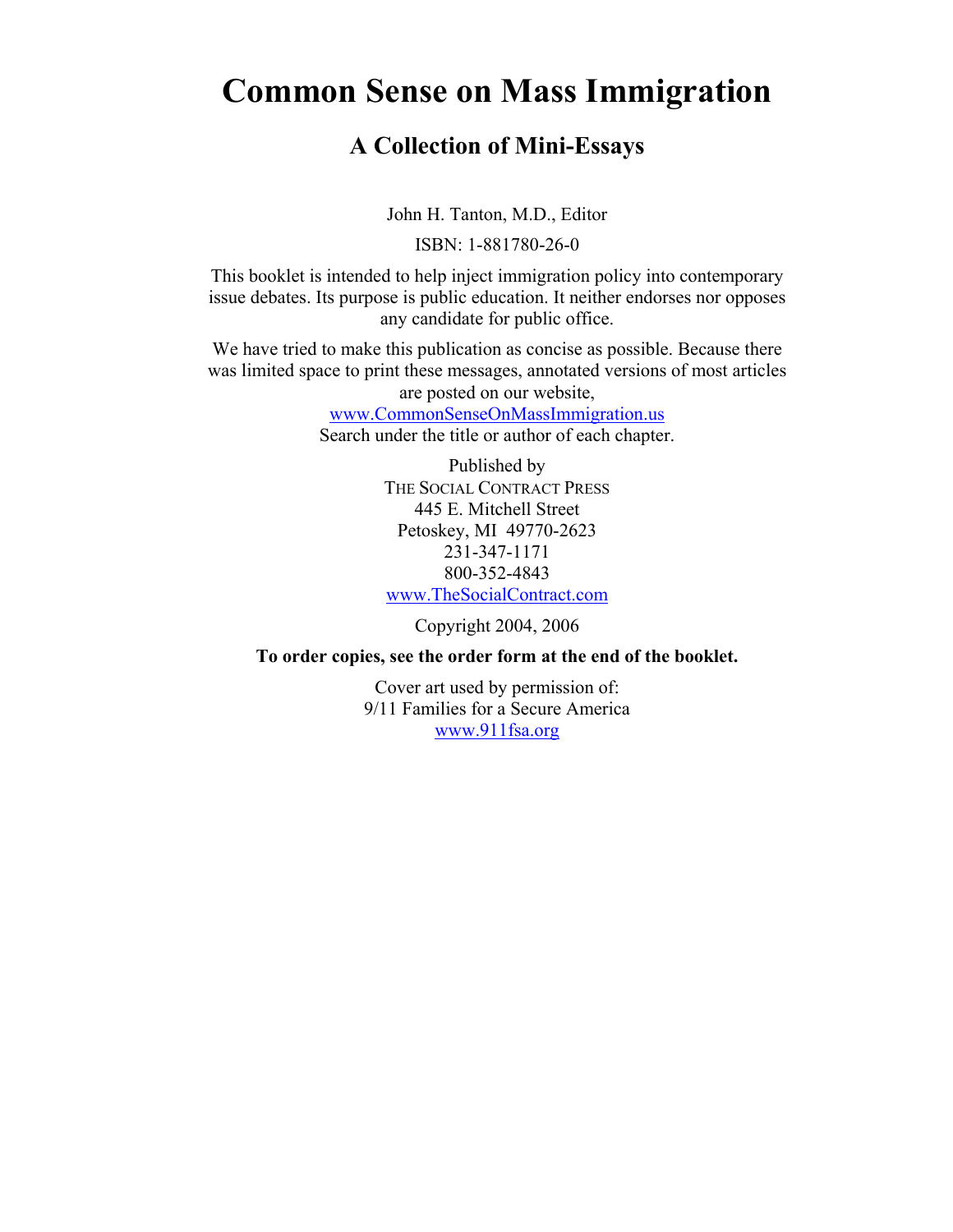# Common Sense on Mass Immigration

## A Collection of Mini-Essays

John H. Tanton, M.D., Editor

ISBN: 1-881780-26-0

This booklet is intended to help inject immigration policy into contemporary issue debates. Its purpose is public education. It neither endorses nor opposes any candidate for public office.

We have tried to make this publication as concise as possible. Because there was limited space to print these messages, annotated versions of most articles are posted on our website, www.CommonSenseOnMassImmigration.us Search under the title or author of each chapter.

Published by
THE SOCIAL CONTRACT PRESS
445 E. Mitchell Street
Petoskey, MI 49770-2623
231-347-1171
800-352-4843
www.TheSocialContract.com

Copyright 2004, 2006

**To order copies, see the order form at the end of the booklet.**

Cover art used by permission of:
9/11 Families for a Secure America
www.911fsa.org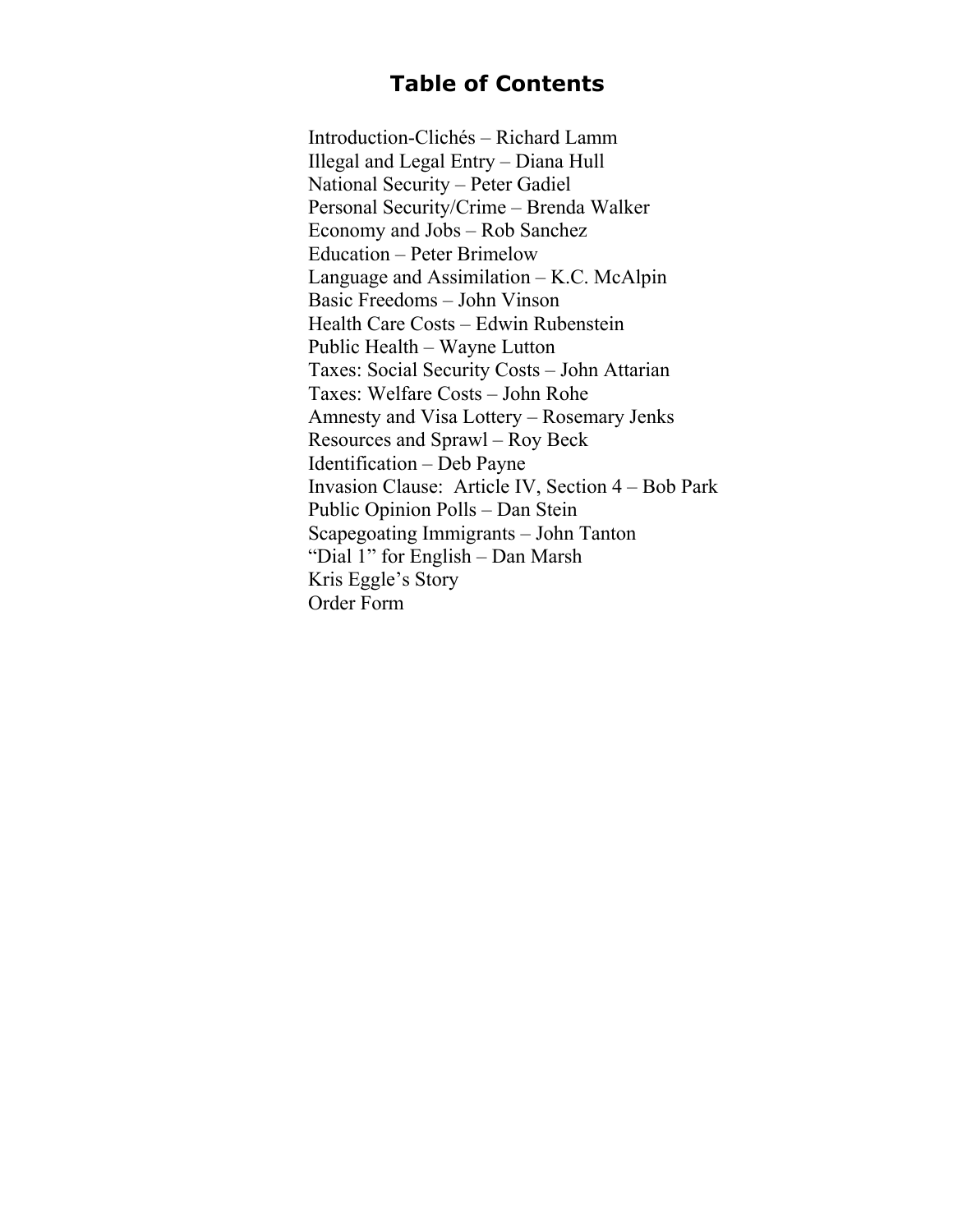# Table of Contents

Introduction-Clichés – Richard Lamm
Illegal and Legal Entry – Diana Hull
National Security – Peter Gadiel
Personal Security/Crime – Brenda Walker
Economy and Jobs – Rob Sanchez
Education – Peter Brimelow
Language and Assimilation – K.C. McAlpin
Basic Freedoms – John Vinson
Health Care Costs – Edwin Rubenstein
Public Health – Wayne Lutton
Taxes: Social Security Costs – John Attarian
Taxes: Welfare Costs – John Rohe
Amnesty and Visa Lottery – Rosemary Jenks
Resources and Sprawl – Roy Beck
Identification – Deb Payne
Invasion Clause: Article IV, Section 4 – Bob Park
Public Opinion Polls – Dan Stein
Scapegoating Immigrants – John Tanton
"Dial 1" for English – Dan Marsh
Kris Eggle's Story
Order Form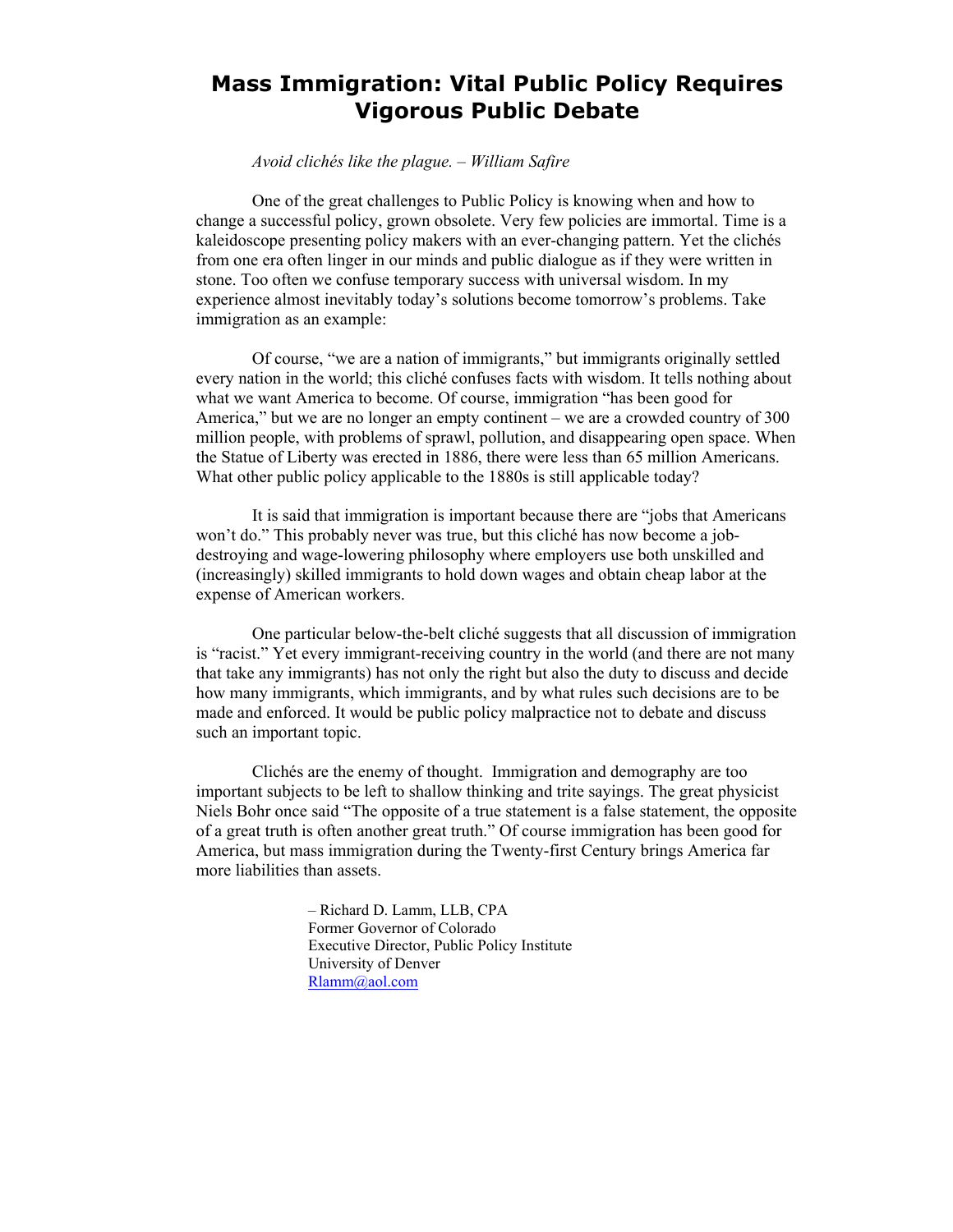# Mass Immigration: Vital Public Policy Requires Vigorous Public Debate

*Avoid clichés like the plague. – William Safire*

One of the great challenges to Public Policy is knowing when and how to change a successful policy, grown obsolete. Very few policies are immortal. Time is a kaleidoscope presenting policy makers with an ever-changing pattern. Yet the clichés from one era often linger in our minds and public dialogue as if they were written in stone. Too often we confuse temporary success with universal wisdom. In my experience almost inevitably today's solutions become tomorrow's problems. Take immigration as an example:

Of course, "we are a nation of immigrants," but immigrants originally settled every nation in the world; this cliché confuses facts with wisdom. It tells nothing about what we want America to become. Of course, immigration "has been good for America," but we are no longer an empty continent – we are a crowded country of 300 million people, with problems of sprawl, pollution, and disappearing open space. When the Statue of Liberty was erected in 1886, there were less than 65 million Americans. What other public policy applicable to the 1880s is still applicable today?

It is said that immigration is important because there are "jobs that Americans won't do." This probably never was true, but this cliché has now become a job-destroying and wage-lowering philosophy where employers use both unskilled and (increasingly) skilled immigrants to hold down wages and obtain cheap labor at the expense of American workers.

One particular below-the-belt cliché suggests that all discussion of immigration is "racist." Yet every immigrant-receiving country in the world (and there are not many that take any immigrants) has not only the right but also the duty to discuss and decide how many immigrants, which immigrants, and by what rules such decisions are to be made and enforced. It would be public policy malpractice not to debate and discuss such an important topic.

Clichés are the enemy of thought. Immigration and demography are too important subjects to be left to shallow thinking and trite sayings. The great physicist Niels Bohr once said "The opposite of a true statement is a false statement, the opposite of a great truth is often another great truth." Of course immigration has been good for America, but mass immigration during the Twenty-first Century brings America far more liabilities than assets.

– Richard D. Lamm, LLB, CPA
Former Governor of Colorado
Executive Director, Public Policy Institute
University of Denver
Rlamm@aol.com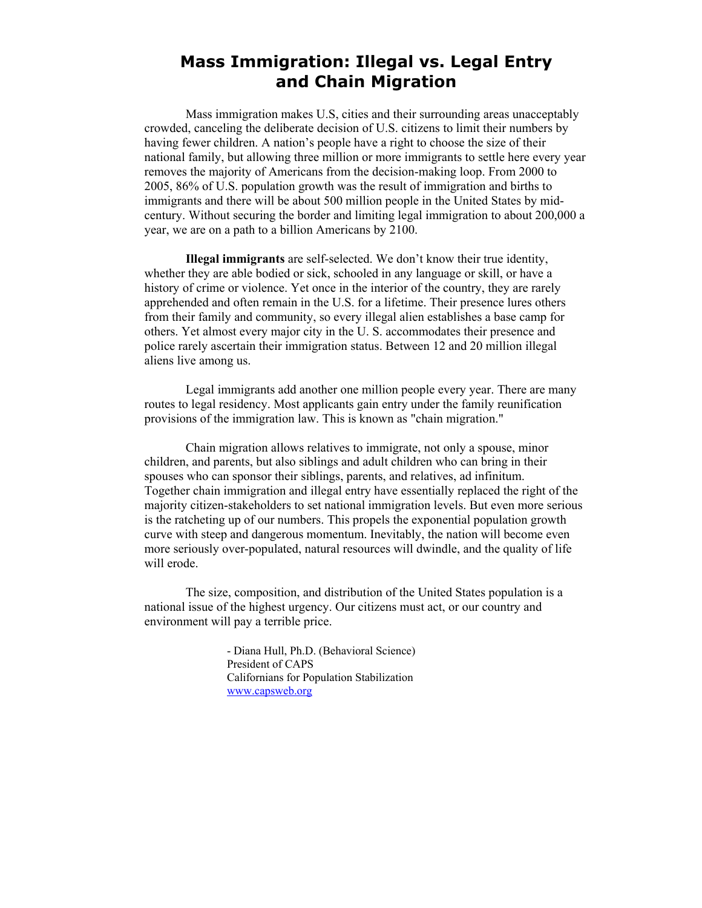# Mass Immigration: Illegal vs. Legal Entry and Chain Migration

Mass immigration makes U.S, cities and their surrounding areas unacceptably crowded, canceling the deliberate decision of U.S. citizens to limit their numbers by having fewer children. A nation's people have a right to choose the size of their national family, but allowing three million or more immigrants to settle here every year removes the majority of Americans from the decision-making loop. From 2000 to 2005, 86% of U.S. population growth was the result of immigration and births to immigrants and there will be about 500 million people in the United States by mid-century. Without securing the border and limiting legal immigration to about 200,000 a year, we are on a path to a billion Americans by 2100.

**Illegal immigrants** are self-selected. We don't know their true identity, whether they are able bodied or sick, schooled in any language or skill, or have a history of crime or violence. Yet once in the interior of the country, they are rarely apprehended and often remain in the U.S. for a lifetime. Their presence lures others from their family and community, so every illegal alien establishes a base camp for others. Yet almost every major city in the U. S. accommodates their presence and police rarely ascertain their immigration status. Between 12 and 20 million illegal aliens live among us.

Legal immigrants add another one million people every year. There are many routes to legal residency. Most applicants gain entry under the family reunification provisions of the immigration law. This is known as "chain migration."

Chain migration allows relatives to immigrate, not only a spouse, minor children, and parents, but also siblings and adult children who can bring in their spouses who can sponsor their siblings, parents, and relatives, ad infinitum. Together chain immigration and illegal entry have essentially replaced the right of the majority citizen-stakeholders to set national immigration levels. But even more serious is the ratcheting up of our numbers. This propels the exponential population growth curve with steep and dangerous momentum. Inevitably, the nation will become even more seriously over-populated, natural resources will dwindle, and the quality of life will erode.

The size, composition, and distribution of the United States population is a national issue of the highest urgency. Our citizens must act, or our country and environment will pay a terrible price.

- Diana Hull, Ph.D. (Behavioral Science)
President of CAPS
Californians for Population Stabilization
www.capsweb.org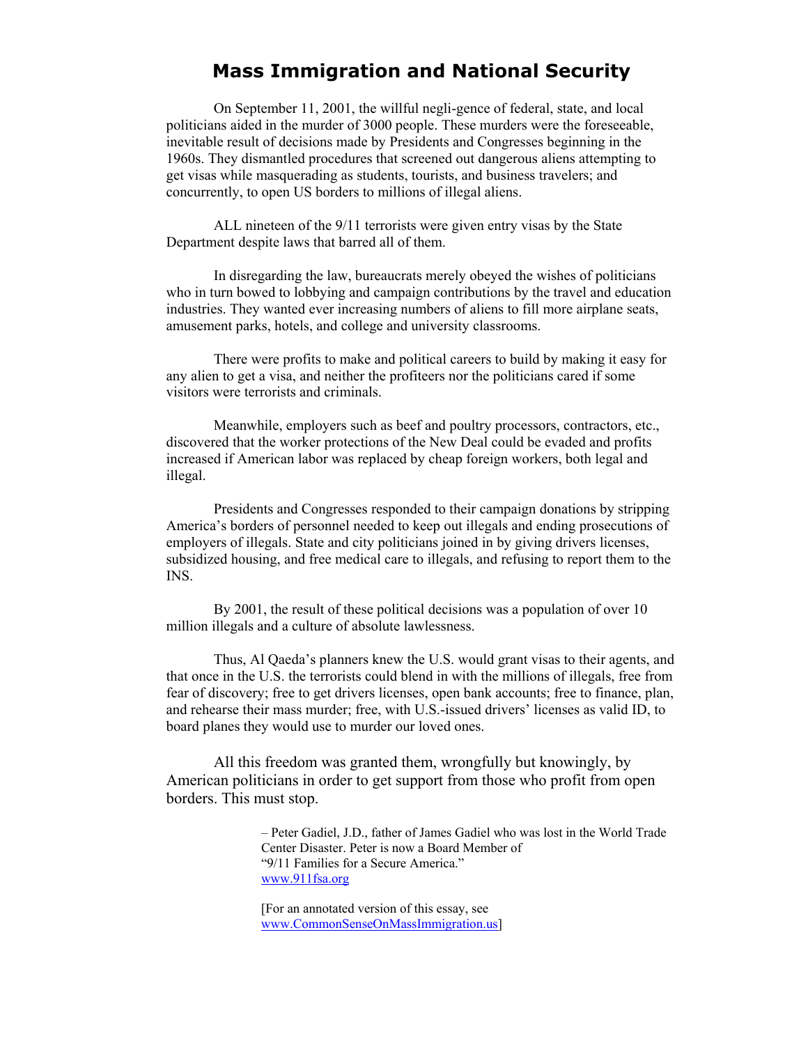# Mass Immigration and National Security

On September 11, 2001, the willful negli-gence of federal, state, and local politicians aided in the murder of 3000 people. These murders were the foreseeable, inevitable result of decisions made by Presidents and Congresses beginning in the 1960s. They dismantled procedures that screened out dangerous aliens attempting to get visas while masquerading as students, tourists, and business travelers; and concurrently, to open US borders to millions of illegal aliens.

ALL nineteen of the 9/11 terrorists were given entry visas by the State Department despite laws that barred all of them.

In disregarding the law, bureaucrats merely obeyed the wishes of politicians who in turn bowed to lobbying and campaign contributions by the travel and education industries. They wanted ever increasing numbers of aliens to fill more airplane seats, amusement parks, hotels, and college and university classrooms.

There were profits to make and political careers to build by making it easy for any alien to get a visa, and neither the profiteers nor the politicians cared if some visitors were terrorists and criminals.

Meanwhile, employers such as beef and poultry processors, contractors, etc., discovered that the worker protections of the New Deal could be evaded and profits increased if American labor was replaced by cheap foreign workers, both legal and illegal.

Presidents and Congresses responded to their campaign donations by stripping America's borders of personnel needed to keep out illegals and ending prosecutions of employers of illegals. State and city politicians joined in by giving drivers licenses, subsidized housing, and free medical care to illegals, and refusing to report them to the INS.

By 2001, the result of these political decisions was a population of over 10 million illegals and a culture of absolute lawlessness.

Thus, Al Qaeda's planners knew the U.S. would grant visas to their agents, and that once in the U.S. the terrorists could blend in with the millions of illegals, free from fear of discovery; free to get drivers licenses, open bank accounts; free to finance, plan, and rehearse their mass murder; free, with U.S.-issued drivers' licenses as valid ID, to board planes they would use to murder our loved ones.

All this freedom was granted them, wrongfully but knowingly, by American politicians in order to get support from those who profit from open borders. This must stop.

– Peter Gadiel, J.D., father of James Gadiel who was lost in the World Trade Center Disaster. Peter is now a Board Member of "9/11 Families for a Secure America." www.911fsa.org

[For an annotated version of this essay, see www.CommonSenseOnMassImmigration.us]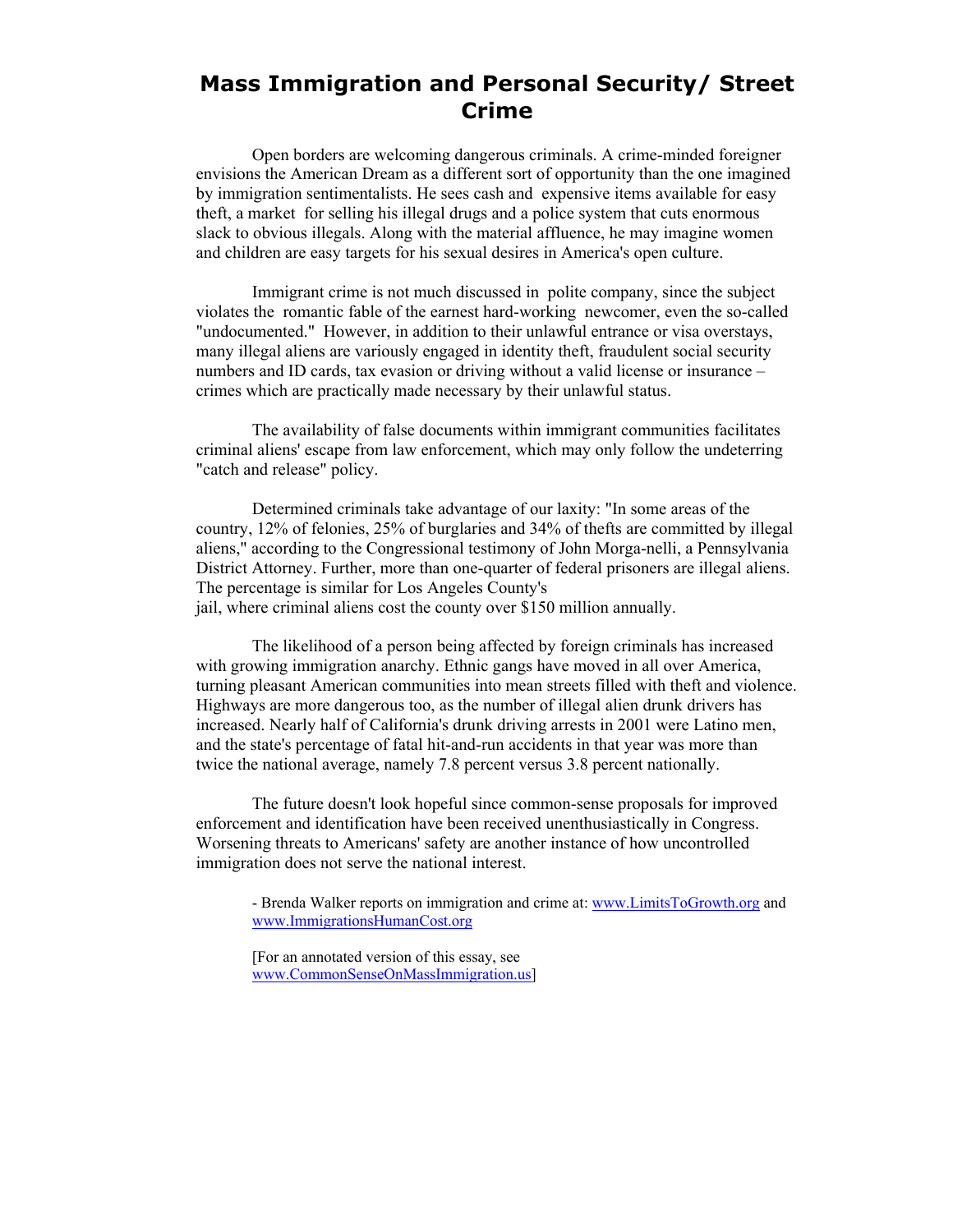# Mass Immigration and Personal Security/ Street Crime

Open borders are welcoming dangerous criminals. A crime-minded foreigner envisions the American Dream as a different sort of opportunity than the one imagined by immigration sentimentalists. He sees cash and expensive items available for easy theft, a market for selling his illegal drugs and a police system that cuts enormous slack to obvious illegals. Along with the material affluence, he may imagine women and children are easy targets for his sexual desires in America's open culture.

Immigrant crime is not much discussed in polite company, since the subject violates the romantic fable of the earnest hard-working newcomer, even the so-called "undocumented." However, in addition to their unlawful entrance or visa overstays, many illegal aliens are variously engaged in identity theft, fraudulent social security numbers and ID cards, tax evasion or driving without a valid license or insurance – crimes which are practically made necessary by their unlawful status.

The availability of false documents within immigrant communities facilitates criminal aliens' escape from law enforcement, which may only follow the undeterring "catch and release" policy.

Determined criminals take advantage of our laxity: "In some areas of the country, 12% of felonies, 25% of burglaries and 34% of thefts are committed by illegal aliens," according to the Congressional testimony of John Morga-nelli, a Pennsylvania District Attorney. Further, more than one-quarter of federal prisoners are illegal aliens. The percentage is similar for Los Angeles County's jail, where criminal aliens cost the county over $150 million annually.

The likelihood of a person being affected by foreign criminals has increased with growing immigration anarchy. Ethnic gangs have moved in all over America, turning pleasant American communities into mean streets filled with theft and violence. Highways are more dangerous too, as the number of illegal alien drunk drivers has increased. Nearly half of California's drunk driving arrests in 2001 were Latino men, and the state's percentage of fatal hit-and-run accidents in that year was more than twice the national average, namely 7.8 percent versus 3.8 percent nationally.

The future doesn't look hopeful since common-sense proposals for improved enforcement and identification have been received unenthusiastically in Congress. Worsening threats to Americans' safety are another instance of how uncontrolled immigration does not serve the national interest.

- Brenda Walker reports on immigration and crime at: www.LimitsToGrowth.org and www.ImmigrationsHumanCost.org

[For an annotated version of this essay, see www.CommonSenseOnMassImmigration.us]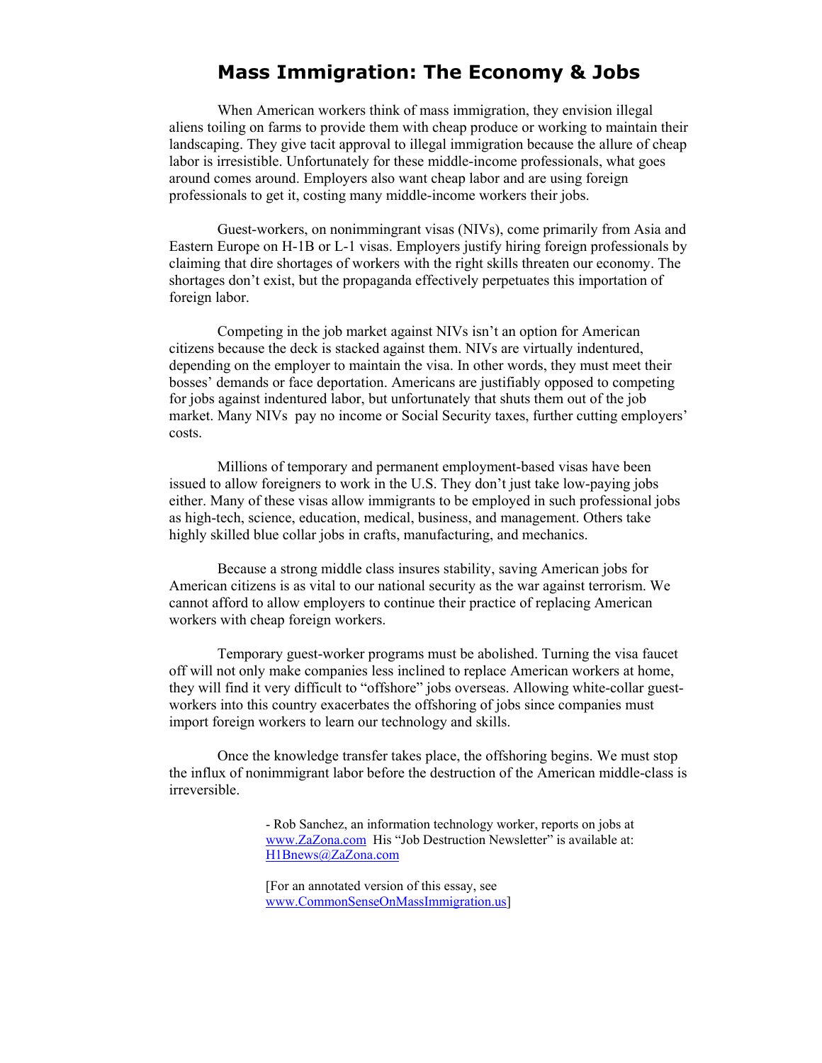# Mass Immigration: The Economy & Jobs

When American workers think of mass immigration, they envision illegal aliens toiling on farms to provide them with cheap produce or working to maintain their landscaping. They give tacit approval to illegal immigration because the allure of cheap labor is irresistible. Unfortunately for these middle-income professionals, what goes around comes around. Employers also want cheap labor and are using foreign professionals to get it, costing many middle-income workers their jobs.

Guest-workers, on nonimmingrant visas (NIVs), come primarily from Asia and Eastern Europe on H-1B or L-1 visas. Employers justify hiring foreign professionals by claiming that dire shortages of workers with the right skills threaten our economy. The shortages don't exist, but the propaganda effectively perpetuates this importation of foreign labor.

Competing in the job market against NIVs isn't an option for American citizens because the deck is stacked against them. NIVs are virtually indentured, depending on the employer to maintain the visa. In other words, they must meet their bosses' demands or face deportation. Americans are justifiably opposed to competing for jobs against indentured labor, but unfortunately that shuts them out of the job market. Many NIVs pay no income or Social Security taxes, further cutting employers' costs.

Millions of temporary and permanent employment-based visas have been issued to allow foreigners to work in the U.S. They don't just take low-paying jobs either. Many of these visas allow immigrants to be employed in such professional jobs as high-tech, science, education, medical, business, and management. Others take highly skilled blue collar jobs in crafts, manufacturing, and mechanics.

Because a strong middle class insures stability, saving American jobs for American citizens is as vital to our national security as the war against terrorism. We cannot afford to allow employers to continue their practice of replacing American workers with cheap foreign workers.

Temporary guest-worker programs must be abolished. Turning the visa faucet off will not only make companies less inclined to replace American workers at home, they will find it very difficult to "offshore" jobs overseas. Allowing white-collar guest-workers into this country exacerbates the offshoring of jobs since companies must import foreign workers to learn our technology and skills.

Once the knowledge transfer takes place, the offshoring begins. We must stop the influx of nonimmigrant labor before the destruction of the American middle-class is irreversible.

- Rob Sanchez, an information technology worker, reports on jobs at www.ZaZona.com His "Job Destruction Newsletter" is available at: H1Bnews@ZaZona.com

[For an annotated version of this essay, see www.CommonSenseOnMassImmigration.us]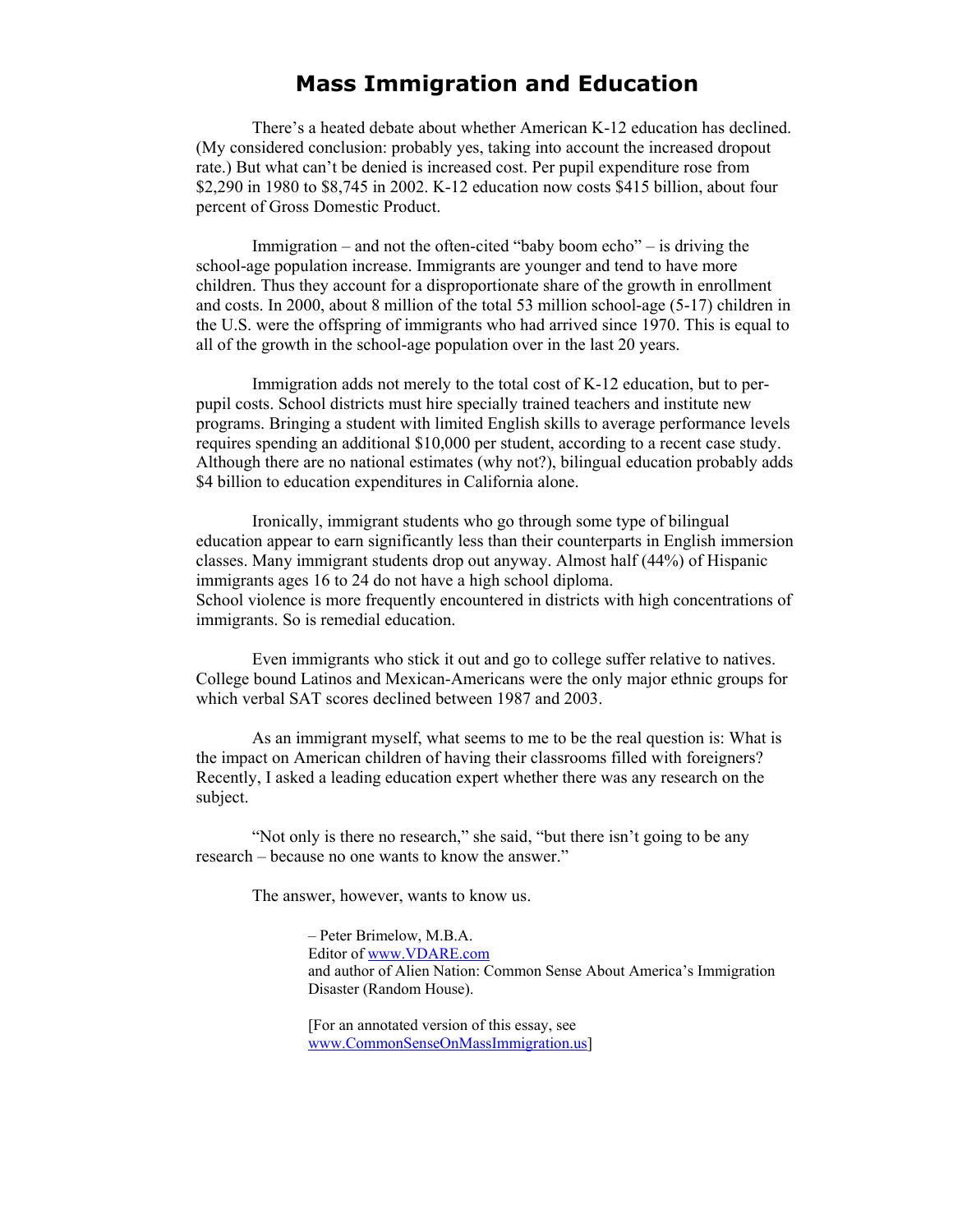# Mass Immigration and Education

There's a heated debate about whether American K-12 education has declined. (My considered conclusion: probably yes, taking into account the increased dropout rate.) But what can't be denied is increased cost. Per pupil expenditure rose from $2,290 in 1980 to $8,745 in 2002. K-12 education now costs $415 billion, about four percent of Gross Domestic Product.

Immigration – and not the often-cited "baby boom echo" – is driving the school-age population increase. Immigrants are younger and tend to have more children. Thus they account for a disproportionate share of the growth in enrollment and costs. In 2000, about 8 million of the total 53 million school-age (5-17) children in the U.S. were the offspring of immigrants who had arrived since 1970. This is equal to all of the growth in the school-age population over in the last 20 years.

Immigration adds not merely to the total cost of K-12 education, but to per-pupil costs. School districts must hire specially trained teachers and institute new programs. Bringing a student with limited English skills to average performance levels requires spending an additional $10,000 per student, according to a recent case study. Although there are no national estimates (why not?), bilingual education probably adds $4 billion to education expenditures in California alone.

Ironically, immigrant students who go through some type of bilingual education appear to earn significantly less than their counterparts in English immersion classes. Many immigrant students drop out anyway. Almost half (44%) of Hispanic immigrants ages 16 to 24 do not have a high school diploma.
School violence is more frequently encountered in districts with high concentrations of immigrants. So is remedial education.

Even immigrants who stick it out and go to college suffer relative to natives. College bound Latinos and Mexican-Americans were the only major ethnic groups for which verbal SAT scores declined between 1987 and 2003.

As an immigrant myself, what seems to me to be the real question is: What is the impact on American children of having their classrooms filled with foreigners? Recently, I asked a leading education expert whether there was any research on the subject.

"Not only is there no research," she said, "but there isn't going to be any research – because no one wants to know the answer."

The answer, however, wants to know us.

– Peter Brimelow, M.B.A.
Editor of [www.VDARE.com](http://www.VDARE.com)
and author of Alien Nation: Common Sense About America's Immigration Disaster (Random House).

[For an annotated version of this essay, see [www.CommonSenseOnMassImmigration.us](http://www.CommonSenseOnMassImmigration.us)]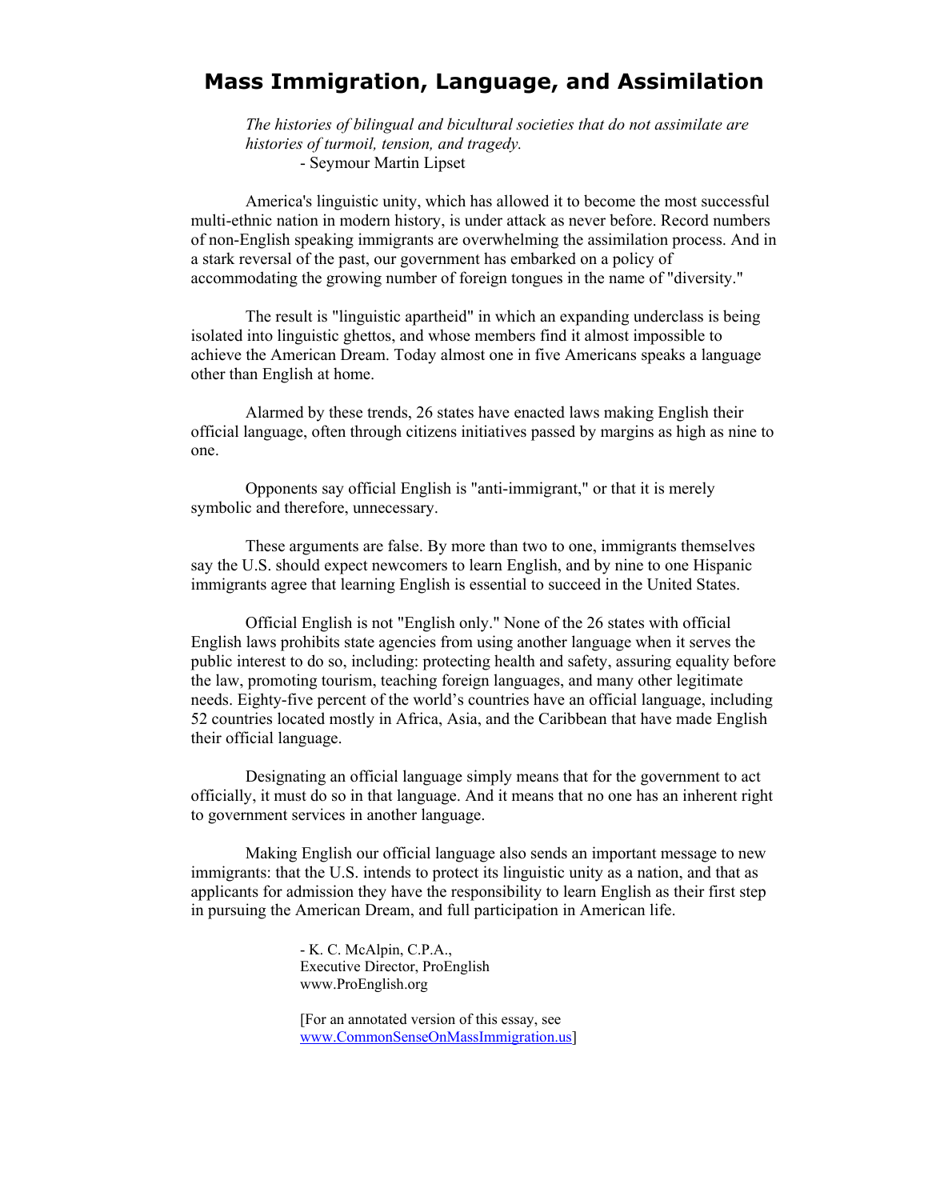# Mass Immigration, Language, and Assimilation

> *The histories of bilingual and bicultural societies that do not assimilate are histories of turmoil, tension, and tragedy.*
> - Seymour Martin Lipset

America's linguistic unity, which has allowed it to become the most successful multi-ethnic nation in modern history, is under attack as never before. Record numbers of non-English speaking immigrants are overwhelming the assimilation process. And in a stark reversal of the past, our government has embarked on a policy of accommodating the growing number of foreign tongues in the name of "diversity."

The result is "linguistic apartheid" in which an expanding underclass is being isolated into linguistic ghettos, and whose members find it almost impossible to achieve the American Dream. Today almost one in five Americans speaks a language other than English at home.

Alarmed by these trends, 26 states have enacted laws making English their official language, often through citizens initiatives passed by margins as high as nine to one.

Opponents say official English is "anti-immigrant," or that it is merely symbolic and therefore, unnecessary.

These arguments are false. By more than two to one, immigrants themselves say the U.S. should expect newcomers to learn English, and by nine to one Hispanic immigrants agree that learning English is essential to succeed in the United States.

Official English is not "English only." None of the 26 states with official English laws prohibits state agencies from using another language when it serves the public interest to do so, including: protecting health and safety, assuring equality before the law, promoting tourism, teaching foreign languages, and many other legitimate needs. Eighty-five percent of the world's countries have an official language, including 52 countries located mostly in Africa, Asia, and the Caribbean that have made English their official language.

Designating an official language simply means that for the government to act officially, it must do so in that language. And it means that no one has an inherent right to government services in another language.

Making English our official language also sends an important message to new immigrants: that the U.S. intends to protect its linguistic unity as a nation, and that as applicants for admission they have the responsibility to learn English as their first step in pursuing the American Dream, and full participation in American life.

- K. C. McAlpin, C.P.A.,
Executive Director, ProEnglish
www.ProEnglish.org

[For an annotated version of this essay, see www.CommonSenseOnMassImmigration.us]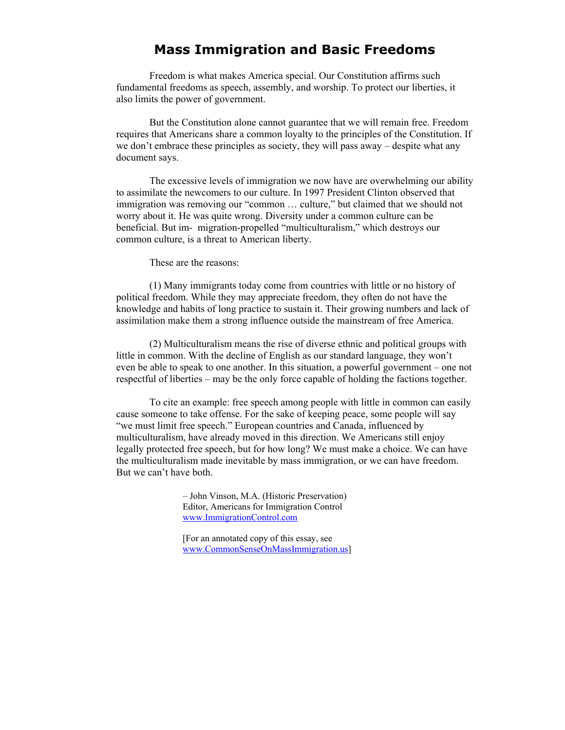# Mass Immigration and Basic Freedoms

Freedom is what makes America special. Our Constitution affirms such fundamental freedoms as speech, assembly, and worship. To protect our liberties, it also limits the power of government.

But the Constitution alone cannot guarantee that we will remain free. Freedom requires that Americans share a common loyalty to the principles of the Constitution. If we don't embrace these principles as society, they will pass away – despite what any document says.

The excessive levels of immigration we now have are overwhelming our ability to assimilate the newcomers to our culture. In 1997 President Clinton observed that immigration was removing our "common … culture," but claimed that we should not worry about it. He was quite wrong. Diversity under a common culture can be beneficial. But immigration-propelled "multiculturalism," which destroys our common culture, is a threat to American liberty.

These are the reasons:

(1) Many immigrants today come from countries with little or no history of political freedom. While they may appreciate freedom, they often do not have the knowledge and habits of long practice to sustain it. Their growing numbers and lack of assimilation make them a strong influence outside the mainstream of free America.

(2) Multiculturalism means the rise of diverse ethnic and political groups with little in common. With the decline of English as our standard language, they won't even be able to speak to one another. In this situation, a powerful government – one not respectful of liberties – may be the only force capable of holding the factions together.

To cite an example: free speech among people with little in common can easily cause someone to take offense. For the sake of keeping peace, some people will say "we must limit free speech." European countries and Canada, influenced by multiculturalism, have already moved in this direction. We Americans still enjoy legally protected free speech, but for how long? We must make a choice. We can have the multiculturalism made inevitable by mass immigration, or we can have freedom. But we can't have both.

– John Vinson, M.A. (Historic Preservation)
Editor, Americans for Immigration Control
www.ImmigrationControl.com

[For an annotated copy of this essay, see www.CommonSenseOnMassImmigration.us]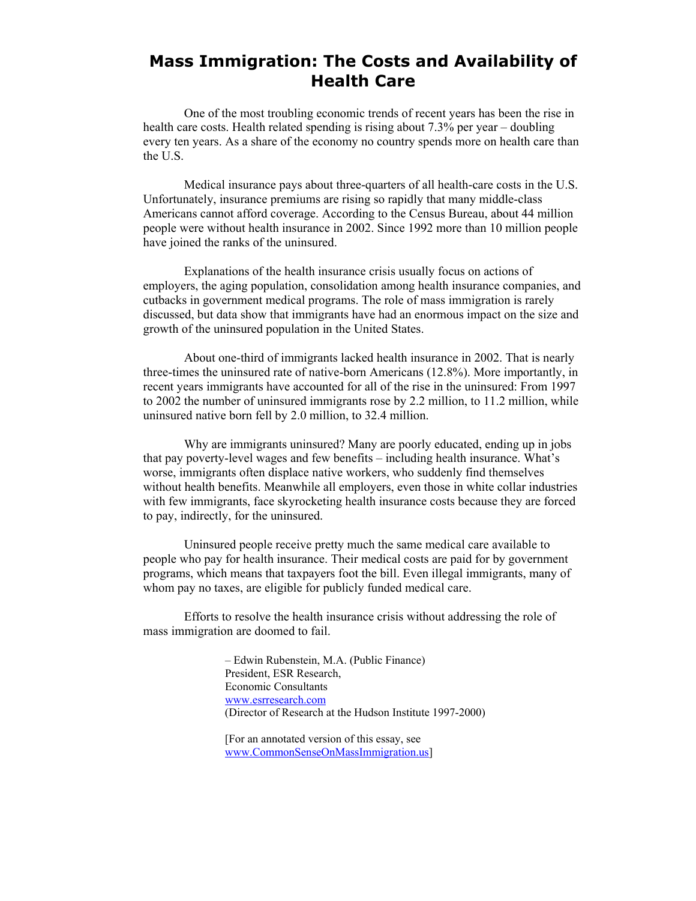# Mass Immigration: The Costs and Availability of Health Care

One of the most troubling economic trends of recent years has been the rise in health care costs. Health related spending is rising about 7.3% per year – doubling every ten years. As a share of the economy no country spends more on health care than the U.S.

Medical insurance pays about three-quarters of all health-care costs in the U.S. Unfortunately, insurance premiums are rising so rapidly that many middle-class Americans cannot afford coverage. According to the Census Bureau, about 44 million people were without health insurance in 2002. Since 1992 more than 10 million people have joined the ranks of the uninsured.

Explanations of the health insurance crisis usually focus on actions of employers, the aging population, consolidation among health insurance companies, and cutbacks in government medical programs. The role of mass immigration is rarely discussed, but data show that immigrants have had an enormous impact on the size and growth of the uninsured population in the United States.

About one-third of immigrants lacked health insurance in 2002. That is nearly three-times the uninsured rate of native-born Americans (12.8%). More importantly, in recent years immigrants have accounted for all of the rise in the uninsured: From 1997 to 2002 the number of uninsured immigrants rose by 2.2 million, to 11.2 million, while uninsured native born fell by 2.0 million, to 32.4 million.

Why are immigrants uninsured? Many are poorly educated, ending up in jobs that pay poverty-level wages and few benefits – including health insurance. What's worse, immigrants often displace native workers, who suddenly find themselves without health benefits. Meanwhile all employers, even those in white collar industries with few immigrants, face skyrocketing health insurance costs because they are forced to pay, indirectly, for the uninsured.

Uninsured people receive pretty much the same medical care available to people who pay for health insurance. Their medical costs are paid for by government programs, which means that taxpayers foot the bill. Even illegal immigrants, many of whom pay no taxes, are eligible for publicly funded medical care.

Efforts to resolve the health insurance crisis without addressing the role of mass immigration are doomed to fail.

– Edwin Rubenstein, M.A. (Public Finance)  
President, ESR Research,  
Economic Consultants  
www.esrresearch.com  
(Director of Research at the Hudson Institute 1997-2000)

[For an annotated version of this essay, see www.CommonSenseOnMassImmigration.us]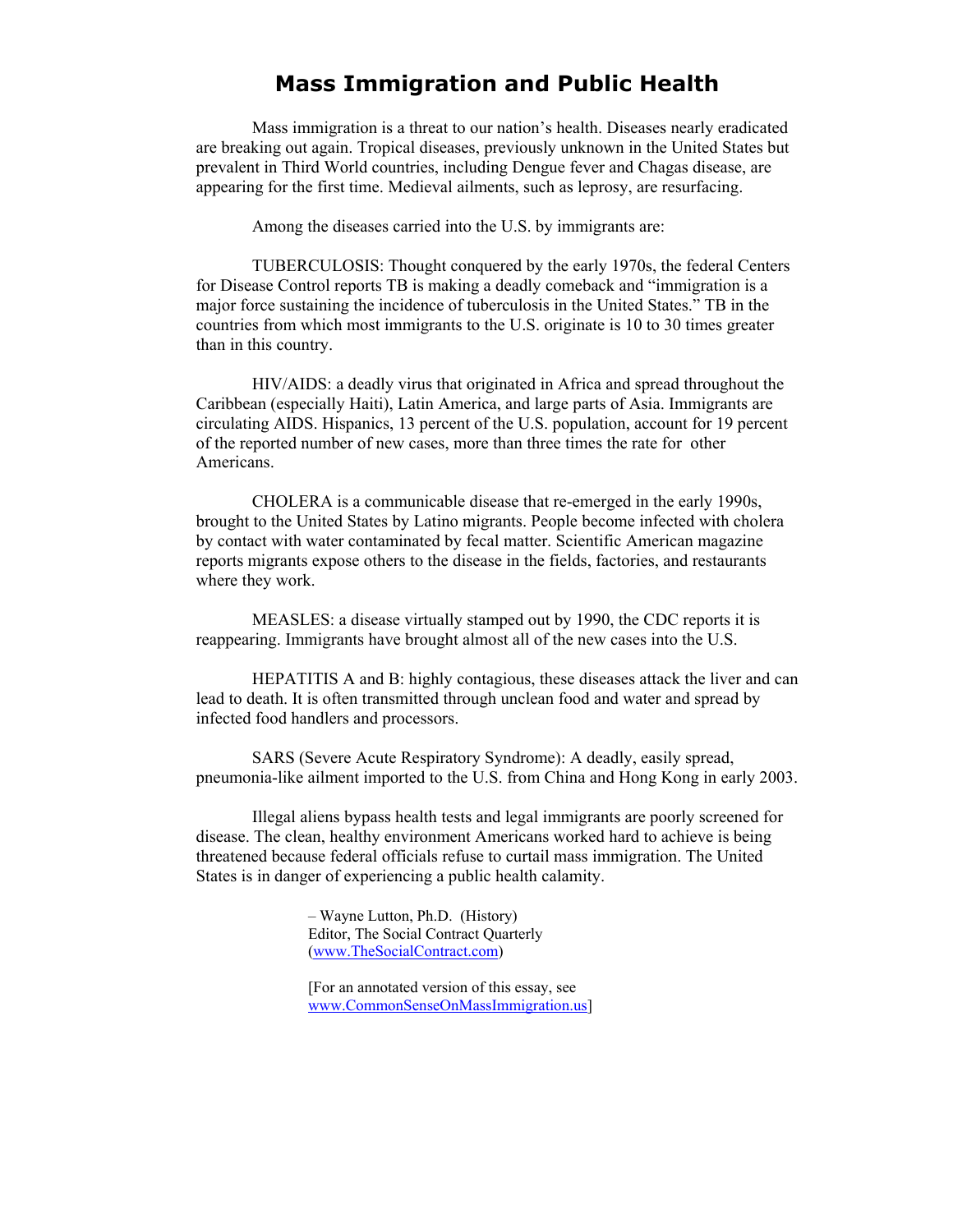# Mass Immigration and Public Health

Mass immigration is a threat to our nation's health. Diseases nearly eradicated are breaking out again. Tropical diseases, previously unknown in the United States but prevalent in Third World countries, including Dengue fever and Chagas disease, are appearing for the first time. Medieval ailments, such as leprosy, are resurfacing.

Among the diseases carried into the U.S. by immigrants are:

TUBERCULOSIS: Thought conquered by the early 1970s, the federal Centers for Disease Control reports TB is making a deadly comeback and "immigration is a major force sustaining the incidence of tuberculosis in the United States." TB in the countries from which most immigrants to the U.S. originate is 10 to 30 times greater than in this country.

HIV/AIDS: a deadly virus that originated in Africa and spread throughout the Caribbean (especially Haiti), Latin America, and large parts of Asia. Immigrants are circulating AIDS. Hispanics, 13 percent of the U.S. population, account for 19 percent of the reported number of new cases, more than three times the rate for other Americans.

CHOLERA is a communicable disease that re-emerged in the early 1990s, brought to the United States by Latino migrants. People become infected with cholera by contact with water contaminated by fecal matter. Scientific American magazine reports migrants expose others to the disease in the fields, factories, and restaurants where they work.

MEASLES: a disease virtually stamped out by 1990, the CDC reports it is reappearing. Immigrants have brought almost all of the new cases into the U.S.

HEPATITIS A and B: highly contagious, these diseases attack the liver and can lead to death. It is often transmitted through unclean food and water and spread by infected food handlers and processors.

SARS (Severe Acute Respiratory Syndrome): A deadly, easily spread, pneumonia-like ailment imported to the U.S. from China and Hong Kong in early 2003.

Illegal aliens bypass health tests and legal immigrants are poorly screened for disease. The clean, healthy environment Americans worked hard to achieve is being threatened because federal officials refuse to curtail mass immigration. The United States is in danger of experiencing a public health calamity.

– Wayne Lutton, Ph.D. (History)
Editor, The Social Contract Quarterly
(www.TheSocialContract.com)

[For an annotated version of this essay, see www.CommonSenseOnMassImmigration.us]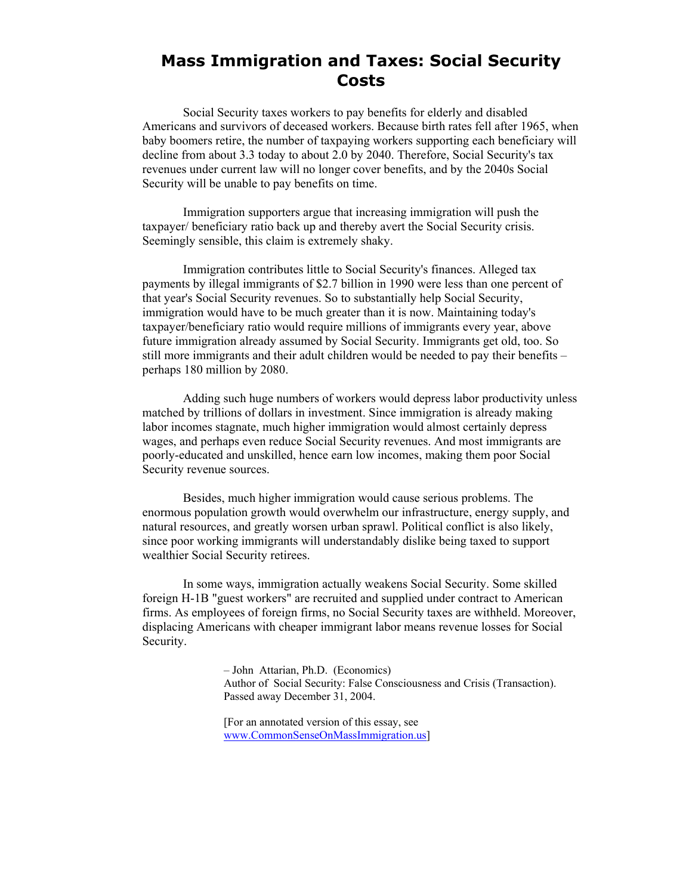# Mass Immigration and Taxes: Social Security Costs

Social Security taxes workers to pay benefits for elderly and disabled Americans and survivors of deceased workers. Because birth rates fell after 1965, when baby boomers retire, the number of taxpaying workers supporting each beneficiary will decline from about 3.3 today to about 2.0 by 2040. Therefore, Social Security's tax revenues under current law will no longer cover benefits, and by the 2040s Social Security will be unable to pay benefits on time.

Immigration supporters argue that increasing immigration will push the taxpayer/ beneficiary ratio back up and thereby avert the Social Security crisis. Seemingly sensible, this claim is extremely shaky.

Immigration contributes little to Social Security's finances. Alleged tax payments by illegal immigrants of $2.7 billion in 1990 were less than one percent of that year's Social Security revenues. So to substantially help Social Security, immigration would have to be much greater than it is now. Maintaining today's taxpayer/beneficiary ratio would require millions of immigrants every year, above future immigration already assumed by Social Security. Immigrants get old, too. So still more immigrants and their adult children would be needed to pay their benefits – perhaps 180 million by 2080.

Adding such huge numbers of workers would depress labor productivity unless matched by trillions of dollars in investment. Since immigration is already making labor incomes stagnate, much higher immigration would almost certainly depress wages, and perhaps even reduce Social Security revenues. And most immigrants are poorly-educated and unskilled, hence earn low incomes, making them poor Social Security revenue sources.

Besides, much higher immigration would cause serious problems. The enormous population growth would overwhelm our infrastructure, energy supply, and natural resources, and greatly worsen urban sprawl. Political conflict is also likely, since poor working immigrants will understandably dislike being taxed to support wealthier Social Security retirees.

In some ways, immigration actually weakens Social Security. Some skilled foreign H-1B "guest workers" are recruited and supplied under contract to American firms. As employees of foreign firms, no Social Security taxes are withheld. Moreover, displacing Americans with cheaper immigrant labor means revenue losses for Social Security.

– John Attarian, Ph.D. (Economics)
Author of Social Security: False Consciousness and Crisis (Transaction).
Passed away December 31, 2004.

[For an annotated version of this essay, see www.CommonSenseOnMassImmigration.us]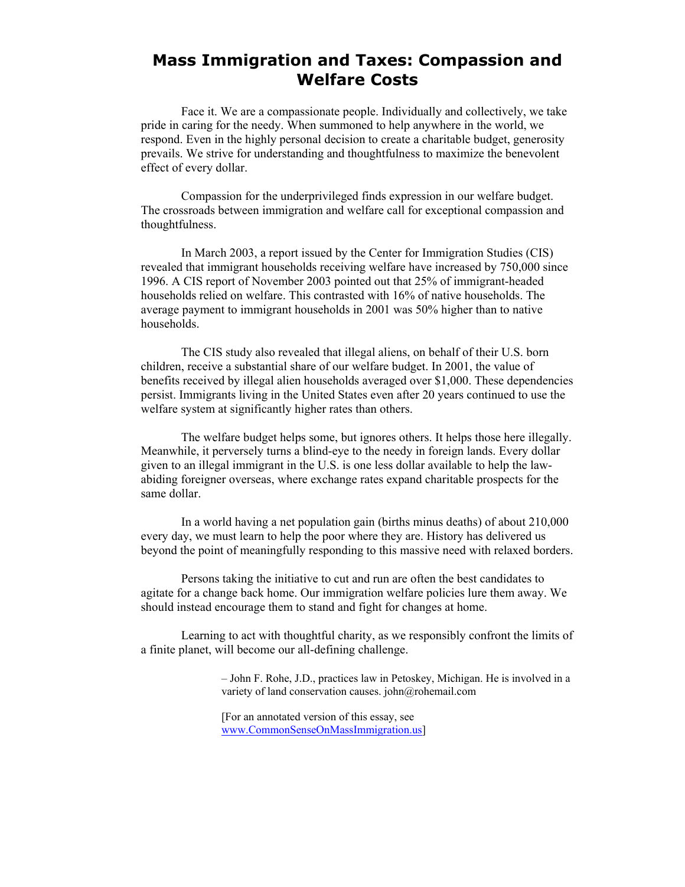# Mass Immigration and Taxes: Compassion and Welfare Costs

Face it. We are a compassionate people. Individually and collectively, we take pride in caring for the needy. When summoned to help anywhere in the world, we respond. Even in the highly personal decision to create a charitable budget, generosity prevails. We strive for understanding and thoughtfulness to maximize the benevolent effect of every dollar.

Compassion for the underprivileged finds expression in our welfare budget. The crossroads between immigration and welfare call for exceptional compassion and thoughtfulness.

In March 2003, a report issued by the Center for Immigration Studies (CIS) revealed that immigrant households receiving welfare have increased by 750,000 since 1996. A CIS report of November 2003 pointed out that 25% of immigrant-headed households relied on welfare. This contrasted with 16% of native households. The average payment to immigrant households in 2001 was 50% higher than to native households.

The CIS study also revealed that illegal aliens, on behalf of their U.S. born children, receive a substantial share of our welfare budget. In 2001, the value of benefits received by illegal alien households averaged over $1,000. These dependencies persist. Immigrants living in the United States even after 20 years continued to use the welfare system at significantly higher rates than others.

The welfare budget helps some, but ignores others. It helps those here illegally. Meanwhile, it perversely turns a blind-eye to the needy in foreign lands. Every dollar given to an illegal immigrant in the U.S. is one less dollar available to help the law-abiding foreigner overseas, where exchange rates expand charitable prospects for the same dollar.

In a world having a net population gain (births minus deaths) of about 210,000 every day, we must learn to help the poor where they are. History has delivered us beyond the point of meaningfully responding to this massive need with relaxed borders.

Persons taking the initiative to cut and run are often the best candidates to agitate for a change back home. Our immigration welfare policies lure them away. We should instead encourage them to stand and fight for changes at home.

Learning to act with thoughtful charity, as we responsibly confront the limits of a finite planet, will become our all-defining challenge.

– John F. Rohe, J.D., practices law in Petoskey, Michigan. He is involved in a variety of land conservation causes. john@rohemail.com

[For an annotated version of this essay, see www.CommonSenseOnMassImmigration.us]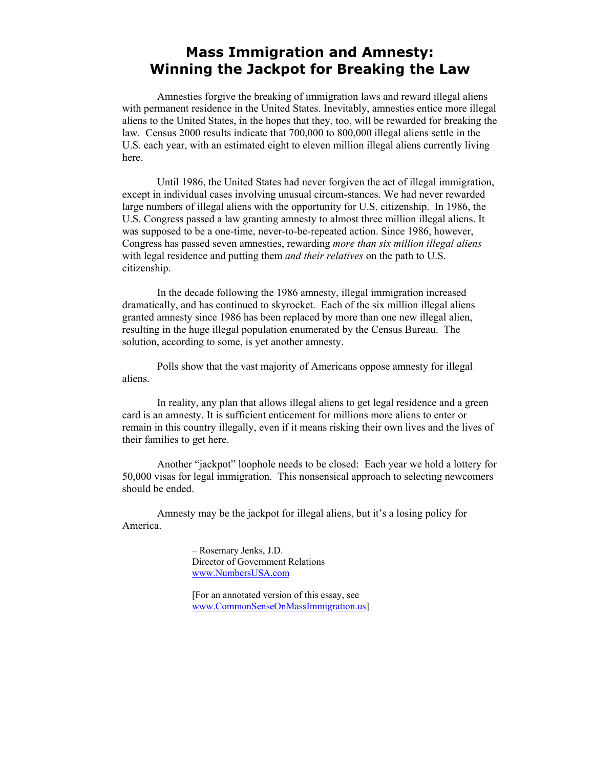# Mass Immigration and Amnesty: Winning the Jackpot for Breaking the Law

Amnesties forgive the breaking of immigration laws and reward illegal aliens with permanent residence in the United States. Inevitably, amnesties entice more illegal aliens to the United States, in the hopes that they, too, will be rewarded for breaking the law. Census 2000 results indicate that 700,000 to 800,000 illegal aliens settle in the U.S. each year, with an estimated eight to eleven million illegal aliens currently living here.

Until 1986, the United States had never forgiven the act of illegal immigration, except in individual cases involving unusual circum-stances. We had never rewarded large numbers of illegal aliens with the opportunity for U.S. citizenship. In 1986, the U.S. Congress passed a law granting amnesty to almost three million illegal aliens. It was supposed to be a one-time, never-to-be-repeated action. Since 1986, however, Congress has passed seven amnesties, rewarding *more than six million illegal aliens* with legal residence and putting them *and their relatives* on the path to U.S. citizenship.

In the decade following the 1986 amnesty, illegal immigration increased dramatically, and has continued to skyrocket. Each of the six million illegal aliens granted amnesty since 1986 has been replaced by more than one new illegal alien, resulting in the huge illegal population enumerated by the Census Bureau. The solution, according to some, is yet another amnesty.

Polls show that the vast majority of Americans oppose amnesty for illegal aliens.

In reality, any plan that allows illegal aliens to get legal residence and a green card is an amnesty. It is sufficient enticement for millions more aliens to enter or remain in this country illegally, even if it means risking their own lives and the lives of their families to get here.

Another "jackpot" loophole needs to be closed: Each year we hold a lottery for 50,000 visas for legal immigration. This nonsensical approach to selecting newcomers should be ended.

Amnesty may be the jackpot for illegal aliens, but it's a losing policy for America.

– Rosemary Jenks, J.D.
Director of Government Relations
www.NumbersUSA.com

[For an annotated version of this essay, see www.CommonSenseOnMassImmigration.us]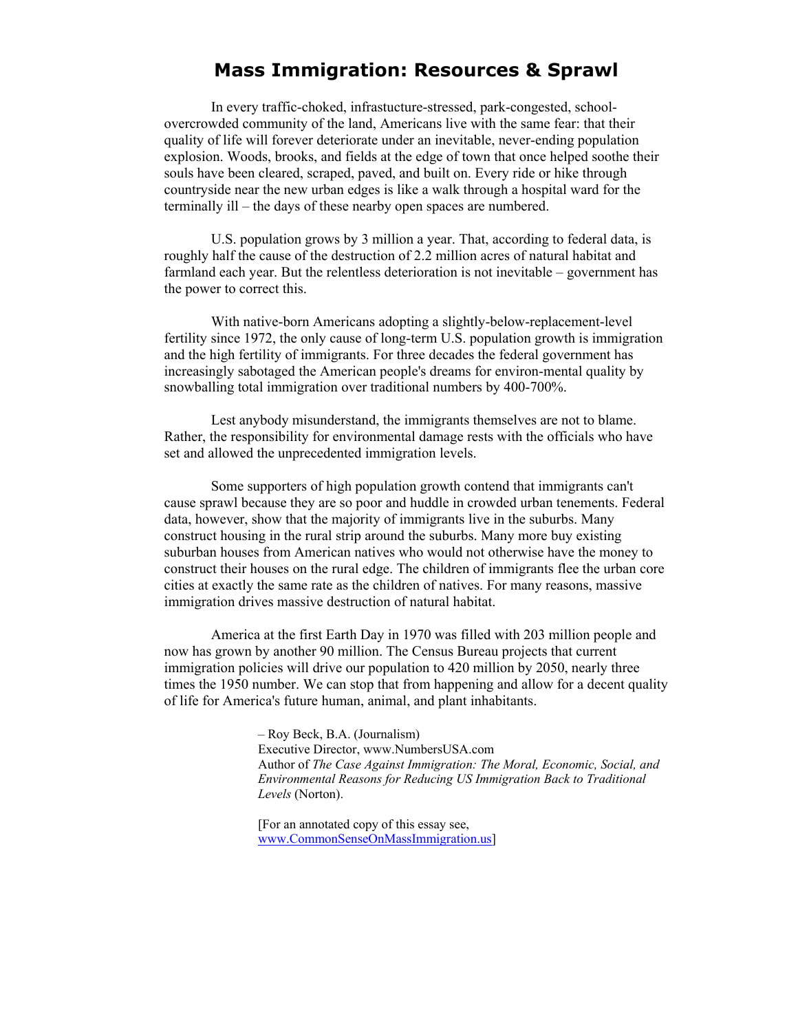# Mass Immigration: Resources & Sprawl

In every traffic-choked, infrastucture-stressed, park-congested, school-overcrowded community of the land, Americans live with the same fear: that their quality of life will forever deteriorate under an inevitable, never-ending population explosion. Woods, brooks, and fields at the edge of town that once helped soothe their souls have been cleared, scraped, paved, and built on. Every ride or hike through countryside near the new urban edges is like a walk through a hospital ward for the terminally ill – the days of these nearby open spaces are numbered.

U.S. population grows by 3 million a year. That, according to federal data, is roughly half the cause of the destruction of 2.2 million acres of natural habitat and farmland each year. But the relentless deterioration is not inevitable – government has the power to correct this.

With native-born Americans adopting a slightly-below-replacement-level fertility since 1972, the only cause of long-term U.S. population growth is immigration and the high fertility of immigrants. For three decades the federal government has increasingly sabotaged the American people's dreams for environ-mental quality by snowballing total immigration over traditional numbers by 400-700%.

Lest anybody misunderstand, the immigrants themselves are not to blame. Rather, the responsibility for environmental damage rests with the officials who have set and allowed the unprecedented immigration levels.

Some supporters of high population growth contend that immigrants can't cause sprawl because they are so poor and huddle in crowded urban tenements. Federal data, however, show that the majority of immigrants live in the suburbs. Many construct housing in the rural strip around the suburbs. Many more buy existing suburban houses from American natives who would not otherwise have the money to construct their houses on the rural edge. The children of immigrants flee the urban core cities at exactly the same rate as the children of natives. For many reasons, massive immigration drives massive destruction of natural habitat.

America at the first Earth Day in 1970 was filled with 203 million people and now has grown by another 90 million. The Census Bureau projects that current immigration policies will drive our population to 420 million by 2050, nearly three times the 1950 number. We can stop that from happening and allow for a decent quality of life for America's future human, animal, and plant inhabitants.

– Roy Beck, B.A. (Journalism)
Executive Director, www.NumbersUSA.com
Author of *The Case Against Immigration: The Moral, Economic, Social, and Environmental Reasons for Reducing US Immigration Back to Traditional Levels* (Norton).

[For an annotated copy of this essay see, www.CommonSenseOnMassImmigration.us]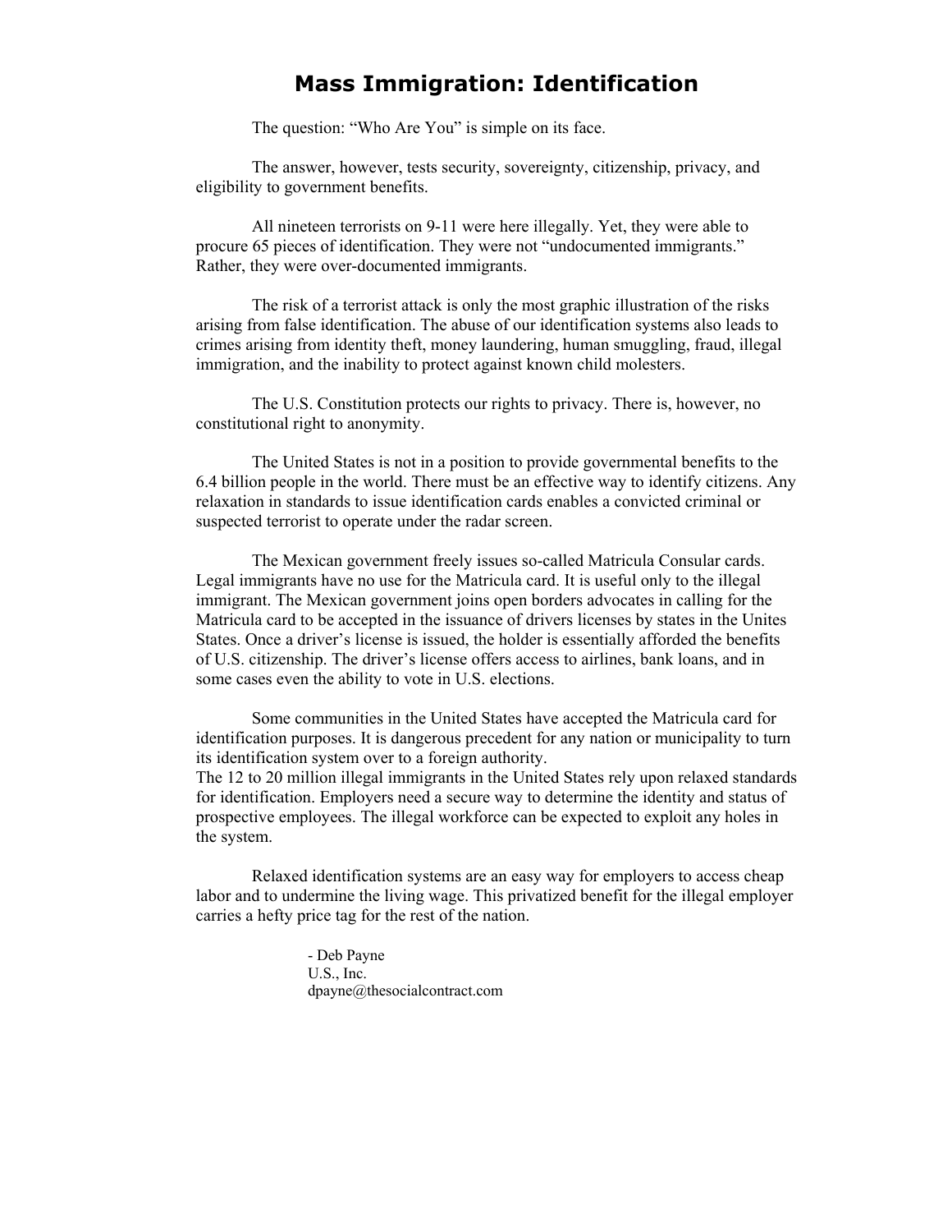# Mass Immigration: Identification

The question: "Who Are You" is simple on its face.

The answer, however, tests security, sovereignty, citizenship, privacy, and eligibility to government benefits.

All nineteen terrorists on 9-11 were here illegally. Yet, they were able to procure 65 pieces of identification. They were not "undocumented immigrants." Rather, they were over-documented immigrants.

The risk of a terrorist attack is only the most graphic illustration of the risks arising from false identification. The abuse of our identification systems also leads to crimes arising from identity theft, money laundering, human smuggling, fraud, illegal immigration, and the inability to protect against known child molesters.

The U.S. Constitution protects our rights to privacy. There is, however, no constitutional right to anonymity.

The United States is not in a position to provide governmental benefits to the 6.4 billion people in the world. There must be an effective way to identify citizens. Any relaxation in standards to issue identification cards enables a convicted criminal or suspected terrorist to operate under the radar screen.

The Mexican government freely issues so-called Matricula Consular cards. Legal immigrants have no use for the Matricula card. It is useful only to the illegal immigrant. The Mexican government joins open borders advocates in calling for the Matricula card to be accepted in the issuance of drivers licenses by states in the Unites States. Once a driver's license is issued, the holder is essentially afforded the benefits of U.S. citizenship. The driver's license offers access to airlines, bank loans, and in some cases even the ability to vote in U.S. elections.

Some communities in the United States have accepted the Matricula card for identification purposes. It is dangerous precedent for any nation or municipality to turn its identification system over to a foreign authority.
The 12 to 20 million illegal immigrants in the United States rely upon relaxed standards for identification. Employers need a secure way to determine the identity and status of prospective employees. The illegal workforce can be expected to exploit any holes in the system.

Relaxed identification systems are an easy way for employers to access cheap labor and to undermine the living wage. This privatized benefit for the illegal employer carries a hefty price tag for the rest of the nation.

- Deb Payne
U.S., Inc.
dpayne@thesocialcontract.com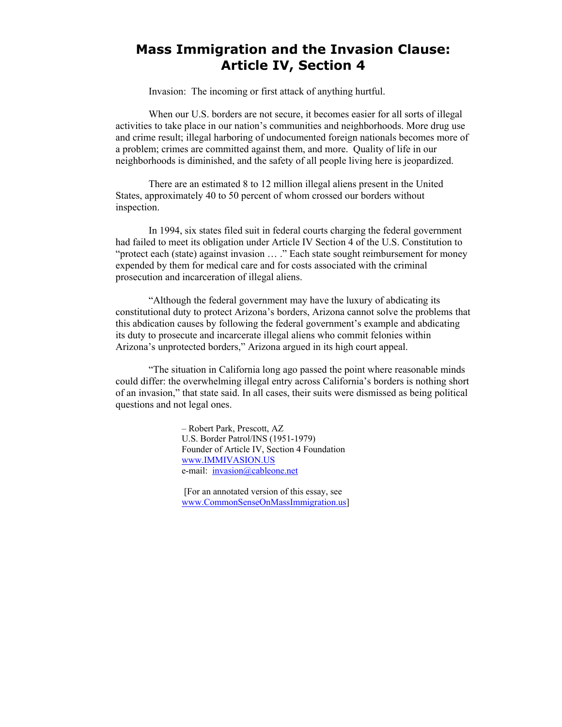# Mass Immigration and the Invasion Clause: Article IV, Section 4

Invasion: The incoming or first attack of anything hurtful.

When our U.S. borders are not secure, it becomes easier for all sorts of illegal activities to take place in our nation's communities and neighborhoods. More drug use and crime result; illegal harboring of undocumented foreign nationals becomes more of a problem; crimes are committed against them, and more. Quality of life in our neighborhoods is diminished, and the safety of all people living here is jeopardized.

There are an estimated 8 to 12 million illegal aliens present in the United States, approximately 40 to 50 percent of whom crossed our borders without inspection.

In 1994, six states filed suit in federal courts charging the federal government had failed to meet its obligation under Article IV Section 4 of the U.S. Constitution to "protect each (state) against invasion … ." Each state sought reimbursement for money expended by them for medical care and for costs associated with the criminal prosecution and incarceration of illegal aliens.

"Although the federal government may have the luxury of abdicating its constitutional duty to protect Arizona's borders, Arizona cannot solve the problems that this abdication causes by following the federal government's example and abdicating its duty to prosecute and incarcerate illegal aliens who commit felonies within Arizona's unprotected borders," Arizona argued in its high court appeal.

"The situation in California long ago passed the point where reasonable minds could differ: the overwhelming illegal entry across California's borders is nothing short of an invasion," that state said. In all cases, their suits were dismissed as being political questions and not legal ones.

– Robert Park, Prescott, AZ
U.S. Border Patrol/INS (1951-1979)
Founder of Article IV, Section 4 Foundation
www.IMMIVASION.US
e-mail: invasion@cableone.net

[For an annotated version of this essay, see www.CommonSenseOnMassImmigration.us]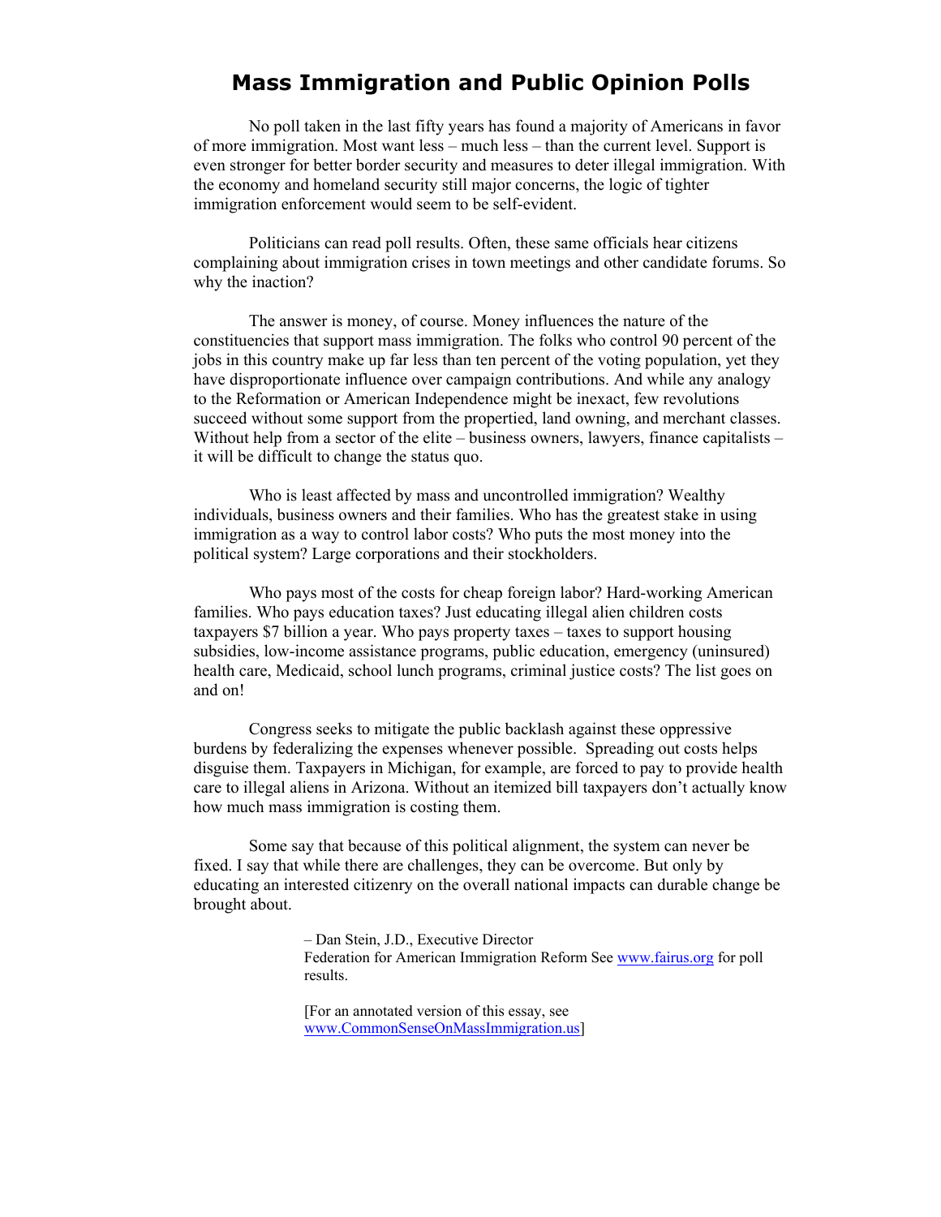# Mass Immigration and Public Opinion Polls

No poll taken in the last fifty years has found a majority of Americans in favor of more immigration. Most want less – much less – than the current level. Support is even stronger for better border security and measures to deter illegal immigration. With the economy and homeland security still major concerns, the logic of tighter immigration enforcement would seem to be self-evident.

Politicians can read poll results. Often, these same officials hear citizens complaining about immigration crises in town meetings and other candidate forums. So why the inaction?

The answer is money, of course. Money influences the nature of the constituencies that support mass immigration. The folks who control 90 percent of the jobs in this country make up far less than ten percent of the voting population, yet they have disproportionate influence over campaign contributions. And while any analogy to the Reformation or American Independence might be inexact, few revolutions succeed without some support from the propertied, land owning, and merchant classes. Without help from a sector of the elite – business owners, lawyers, finance capitalists – it will be difficult to change the status quo.

Who is least affected by mass and uncontrolled immigration? Wealthy individuals, business owners and their families. Who has the greatest stake in using immigration as a way to control labor costs? Who puts the most money into the political system? Large corporations and their stockholders.

Who pays most of the costs for cheap foreign labor? Hard-working American families. Who pays education taxes? Just educating illegal alien children costs taxpayers $7 billion a year. Who pays property taxes – taxes to support housing subsidies, low-income assistance programs, public education, emergency (uninsured) health care, Medicaid, school lunch programs, criminal justice costs? The list goes on and on!

Congress seeks to mitigate the public backlash against these oppressive burdens by federalizing the expenses whenever possible. Spreading out costs helps disguise them. Taxpayers in Michigan, for example, are forced to pay to provide health care to illegal aliens in Arizona. Without an itemized bill taxpayers don't actually know how much mass immigration is costing them.

Some say that because of this political alignment, the system can never be fixed. I say that while there are challenges, they can be overcome. But only by educating an interested citizenry on the overall national impacts can durable change be brought about.

– Dan Stein, J.D., Executive Director
Federation for American Immigration Reform See [www.fairus.org](http://www.fairus.org) for poll results.

[For an annotated version of this essay, see [www.CommonSenseOnMassImmigration.us](http://www.CommonSenseOnMassImmigration.us)]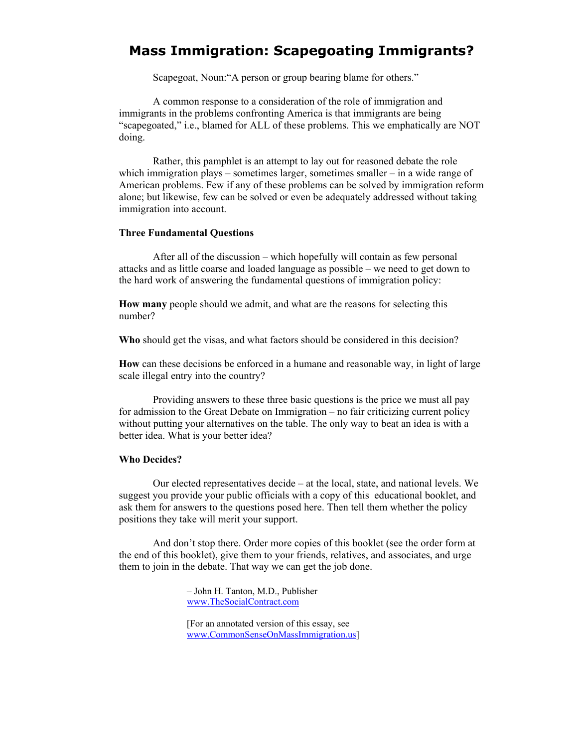# Mass Immigration: Scapegoating Immigrants?

Scapegoat, Noun:"A person or group bearing blame for others."

A common response to a consideration of the role of immigration and immigrants in the problems confronting America is that immigrants are being "scapegoated," i.e., blamed for ALL of these problems. This we emphatically are NOT doing.

Rather, this pamphlet is an attempt to lay out for reasoned debate the role which immigration plays – sometimes larger, sometimes smaller – in a wide range of American problems. Few if any of these problems can be solved by immigration reform alone; but likewise, few can be solved or even be adequately addressed without taking immigration into account.

**Three Fundamental Questions**

After all of the discussion – which hopefully will contain as few personal attacks and as little coarse and loaded language as possible – we need to get down to the hard work of answering the fundamental questions of immigration policy:

**How many** people should we admit, and what are the reasons for selecting this number?

**Who** should get the visas, and what factors should be considered in this decision?

**How** can these decisions be enforced in a humane and reasonable way, in light of large scale illegal entry into the country?

Providing answers to these three basic questions is the price we must all pay for admission to the Great Debate on Immigration – no fair criticizing current policy without putting your alternatives on the table. The only way to beat an idea is with a better idea. What is your better idea?

**Who Decides?**

Our elected representatives decide – at the local, state, and national levels. We suggest you provide your public officials with a copy of this educational booklet, and ask them for answers to the questions posed here. Then tell them whether the policy positions they take will merit your support.

And don't stop there. Order more copies of this booklet (see the order form at the end of this booklet), give them to your friends, relatives, and associates, and urge them to join in the debate. That way we can get the job done.

– John H. Tanton, M.D., Publisher
www.TheSocialContract.com

[For an annotated version of this essay, see www.CommonSenseOnMassImmigration.us]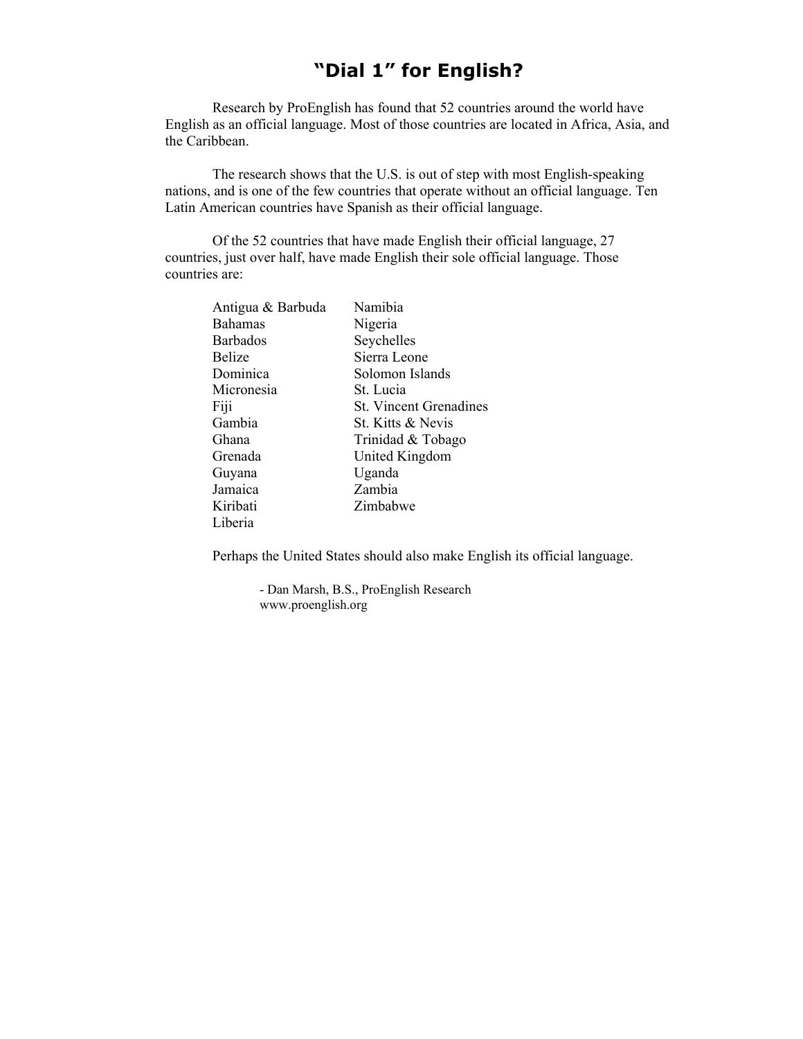# "Dial 1" for English?

Research by ProEnglish has found that 52 countries around the world have English as an official language. Most of those countries are located in Africa, Asia, and the Caribbean.

The research shows that the U.S. is out of step with most English-speaking nations, and is one of the few countries that operate without an official language. Ten Latin American countries have Spanish as their official language.

Of the 52 countries that have made English their official language, 27 countries, just over half, have made English their sole official language. Those countries are:

- Antigua & Barbuda
- Bahamas
- Barbados
- Belize
- Dominica
- Micronesia
- Fiji
- Gambia
- Ghana
- Grenada
- Guyana
- Jamaica
- Kiribati
- Liberia
- Namibia
- Nigeria
- Seychelles
- Sierra Leone
- Solomon Islands
- St. Lucia
- St. Vincent Grenadines
- St. Kitts & Nevis
- Trinidad & Tobago
- United Kingdom
- Uganda
- Zambia
- Zimbabwe

Perhaps the United States should also make English its official language.

- Dan Marsh, B.S., ProEnglish Research
www.proenglish.org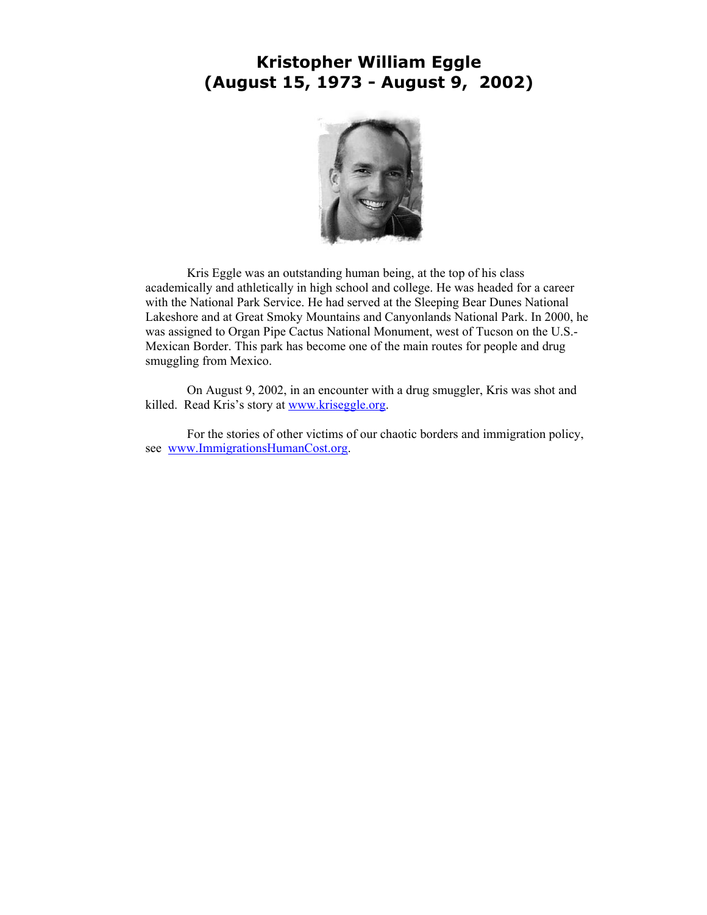# Kristopher William Eggle
# (August 15, 1973 - August 9, 2002)

Kris Eggle was an outstanding human being, at the top of his class academically and athletically in high school and college. He was headed for a career with the National Park Service. He had served at the Sleeping Bear Dunes National Lakeshore and at Great Smoky Mountains and Canyonlands National Park. In 2000, he was assigned to Organ Pipe Cactus National Monument, west of Tucson on the U.S.-Mexican Border. This park has become one of the main routes for people and drug smuggling from Mexico.

On August 9, 2002, in an encounter with a drug smuggler, Kris was shot and killed. Read Kris's story at [www.kriseggle.org](http://www.kriseggle.org).

For the stories of other victims of our chaotic borders and immigration policy, see [www.ImmigrationsHumanCost.org](http://www.ImmigrationsHumanCost.org).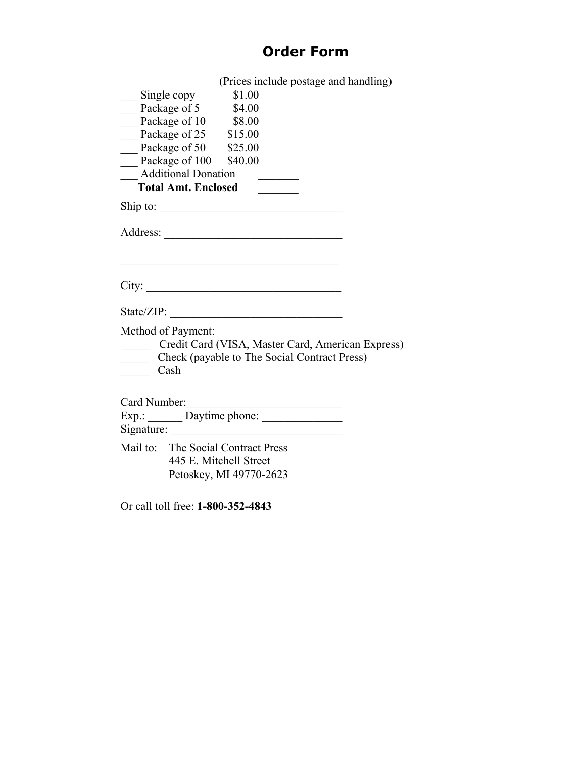# Order Form

(Prices include postage and handling)

___ Single copy $1.00
___ Package of 5 $4.00
___ Package of 10 $8.00
___ Package of 25 $15.00
___ Package of 50 $25.00
___ Package of 100 $40.00
___ Additional Donation _______
**Total Amt. Enclosed** _______

Ship to: ________________________________

Address: _______________________________

_______________________________________

City: __________________________________

State/ZIP: ______________________________

Method of Payment:
_____ Credit Card (VISA, Master Card, American Express)
_____ Check (payable to The Social Contract Press)
_____ Cash

Card Number:___________________________
Exp.: ______ Daytime phone: ______________
Signature: ______________________________

Mail to: The Social Contract Press
445 E. Mitchell Street
Petoskey, MI 49770-2623

Or call toll free: **1-800-352-4843**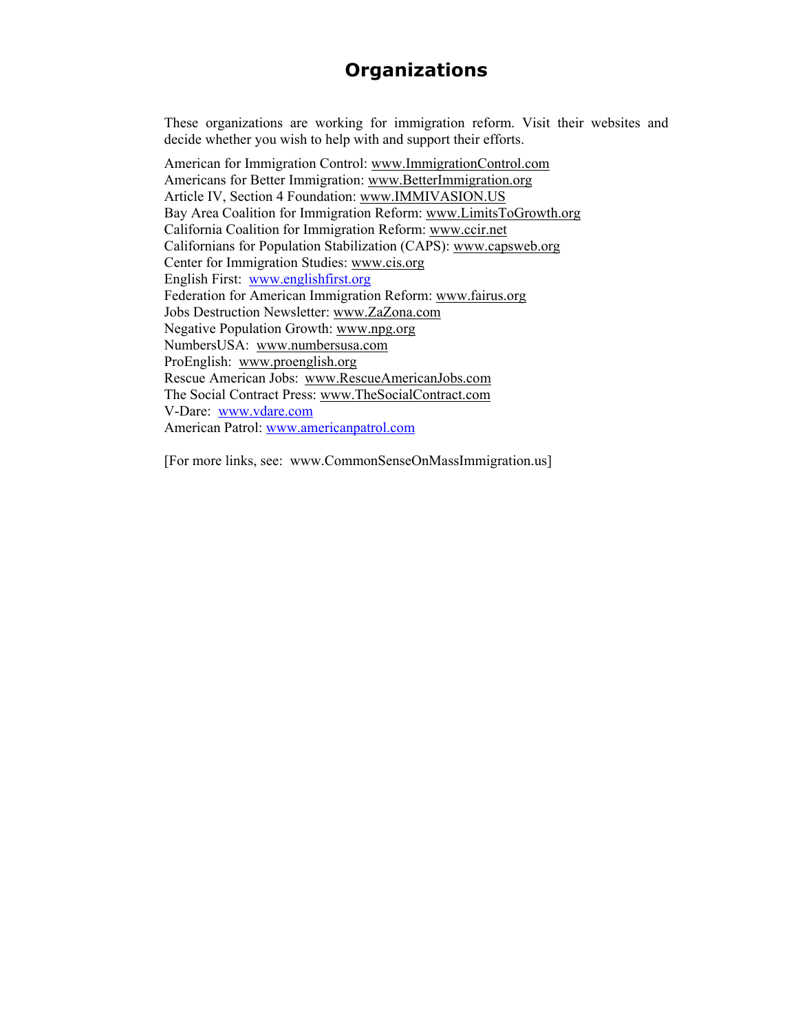# Organizations

These organizations are working for immigration reform. Visit their websites and decide whether you wish to help with and support their efforts.

American for Immigration Control: www.ImmigrationControl.com
Americans for Better Immigration: www.BetterImmigration.org
Article IV, Section 4 Foundation: www.IMMIVASION.US
Bay Area Coalition for Immigration Reform: www.LimitsToGrowth.org
California Coalition for Immigration Reform: www.ccir.net
Californians for Population Stabilization (CAPS): www.capsweb.org
Center for Immigration Studies: www.cis.org
English First: www.englishfirst.org
Federation for American Immigration Reform: www.fairus.org
Jobs Destruction Newsletter: www.ZaZona.com
Negative Population Growth: www.npg.org
NumbersUSA: www.numbersusa.com
ProEnglish: www.proenglish.org
Rescue American Jobs: www.RescueAmericanJobs.com
The Social Contract Press: www.TheSocialContract.com
V-Dare: www.vdare.com
American Patrol: www.americanpatrol.com

[For more links, see: www.CommonSenseOnMassImmigration.us]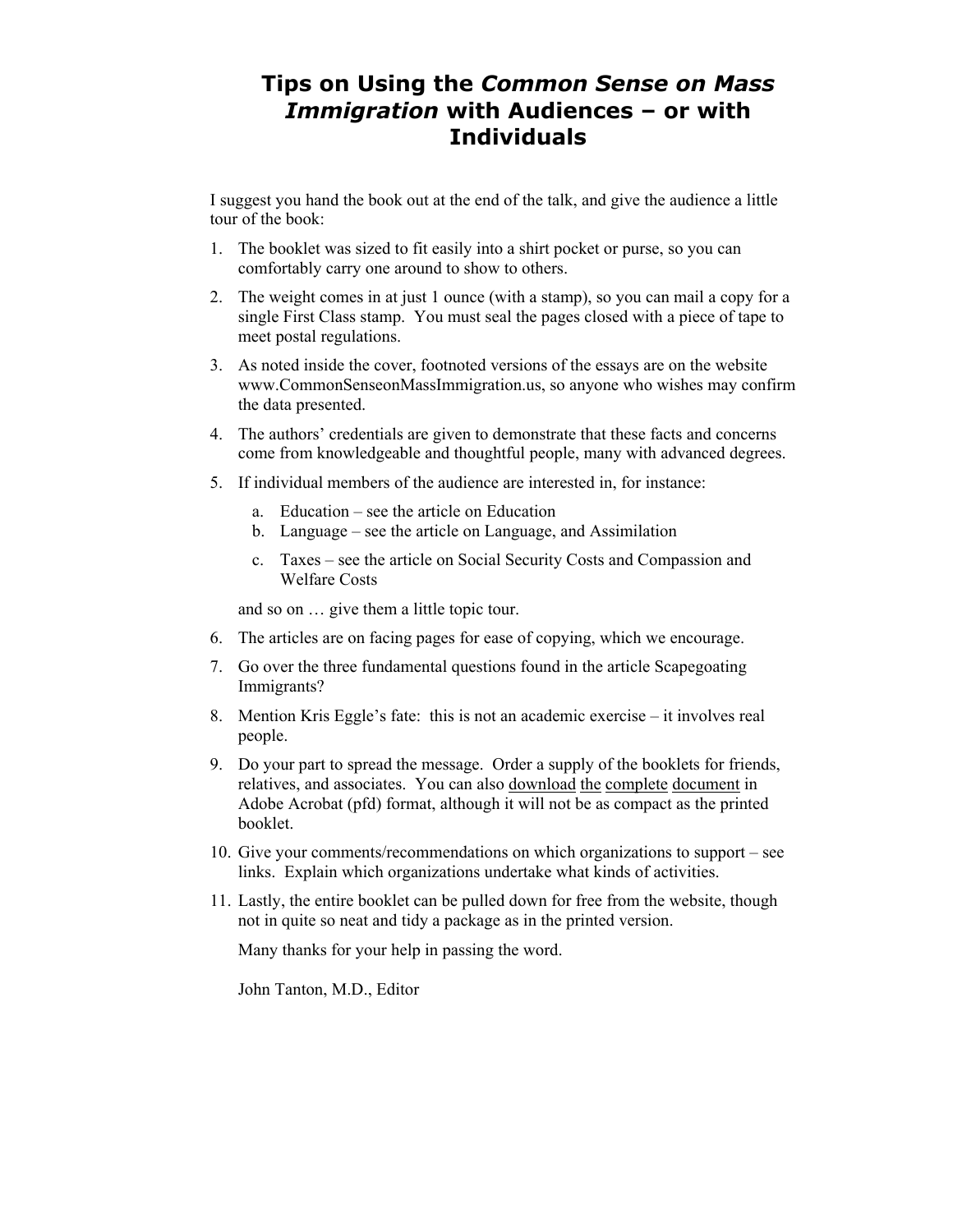# Tips on Using the *Common Sense on Mass Immigration* with Audiences – or with Individuals

I suggest you hand the book out at the end of the talk, and give the audience a little tour of the book:

1. The booklet was sized to fit easily into a shirt pocket or purse, so you can comfortably carry one around to show to others.
2. The weight comes in at just 1 ounce (with a stamp), so you can mail a copy for a single First Class stamp. You must seal the pages closed with a piece of tape to meet postal regulations.
3. As noted inside the cover, footnoted versions of the essays are on the website www.CommonSenseonMassImmigration.us, so anyone who wishes may confirm the data presented.
4. The authors' credentials are given to demonstrate that these facts and concerns come from knowledgeable and thoughtful people, many with advanced degrees.
5. If individual members of the audience are interested in, for instance:
   a. Education – see the article on Education
   b. Language – see the article on Language, and Assimilation
   c. Taxes – see the article on Social Security Costs and Compassion and Welfare Costs

   and so on … give them a little topic tour.
6. The articles are on facing pages for ease of copying, which we encourage.
7. Go over the three fundamental questions found in the article Scapegoating Immigrants?
8. Mention Kris Eggle's fate: this is not an academic exercise – it involves real people.
9. Do your part to spread the message. Order a supply of the booklets for friends, relatives, and associates. You can also download the complete document in Adobe Acrobat (pfd) format, although it will not be as compact as the printed booklet.
10. Give your comments/recommendations on which organizations to support – see links. Explain which organizations undertake what kinds of activities.
11. Lastly, the entire booklet can be pulled down for free from the website, though not in quite so neat and tidy a package as in the printed version.

    Many thanks for your help in passing the word.

    John Tanton, M.D., Editor